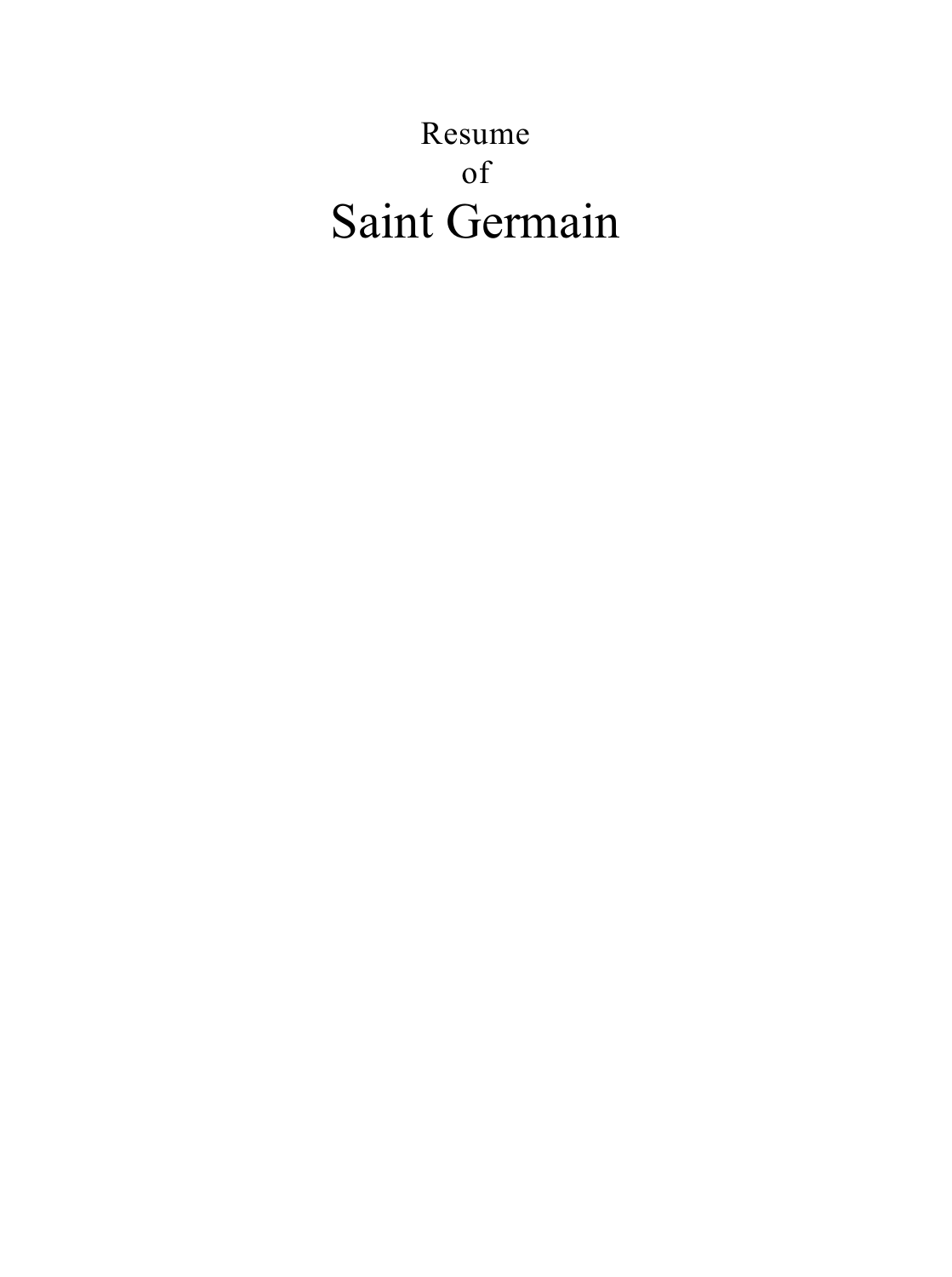Resume

of

# Saint Germain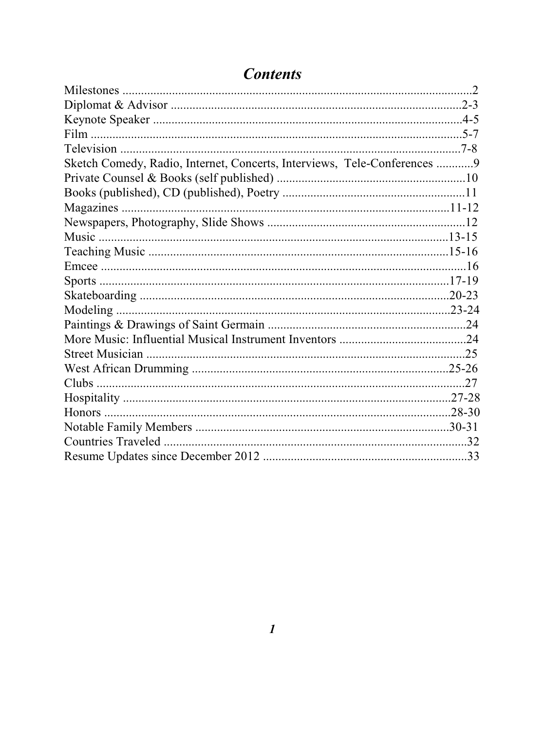# *Contents*

Milestones ....................................................................................................2
Diplomat & Advisor ....................................................................................2-3
Keynote Speaker ........................................................................................4-5
Film ............................................................................................................5-7
Television ..................................................................................................7-8
Sketch Comedy, Radio, Internet, Concerts, Interviews, Tele-Conferences ............9
Private Counsel & Books (self published) .......................................................10
Books (published), CD (published), Poetry ......................................................11
Magazines ................................................................................................11-12
Newspapers, Photography, Slide Shows ..........................................................12
Music ......................................................................................................13-15
Teaching Music ........................................................................................15-16
Emcee ...........................................................................................................16
Sports ......................................................................................................17-19
Skateboarding ..........................................................................................20-23
Modeling .................................................................................................23-24
Paintings & Drawings of Saint Germain ...........................................................24
More Music: Influential Musical Instrument Inventors ......................................24
Street Musician ...............................................................................................25
West African Drumming .........................................................................25-26
Clubs ..............................................................................................................27
Hospitality ..............................................................................................27-28
Honors ....................................................................................................28-30
Notable Family Members .........................................................................30-31
Countries Traveled .........................................................................................32
Resume Updates since December 2012 ...........................................................33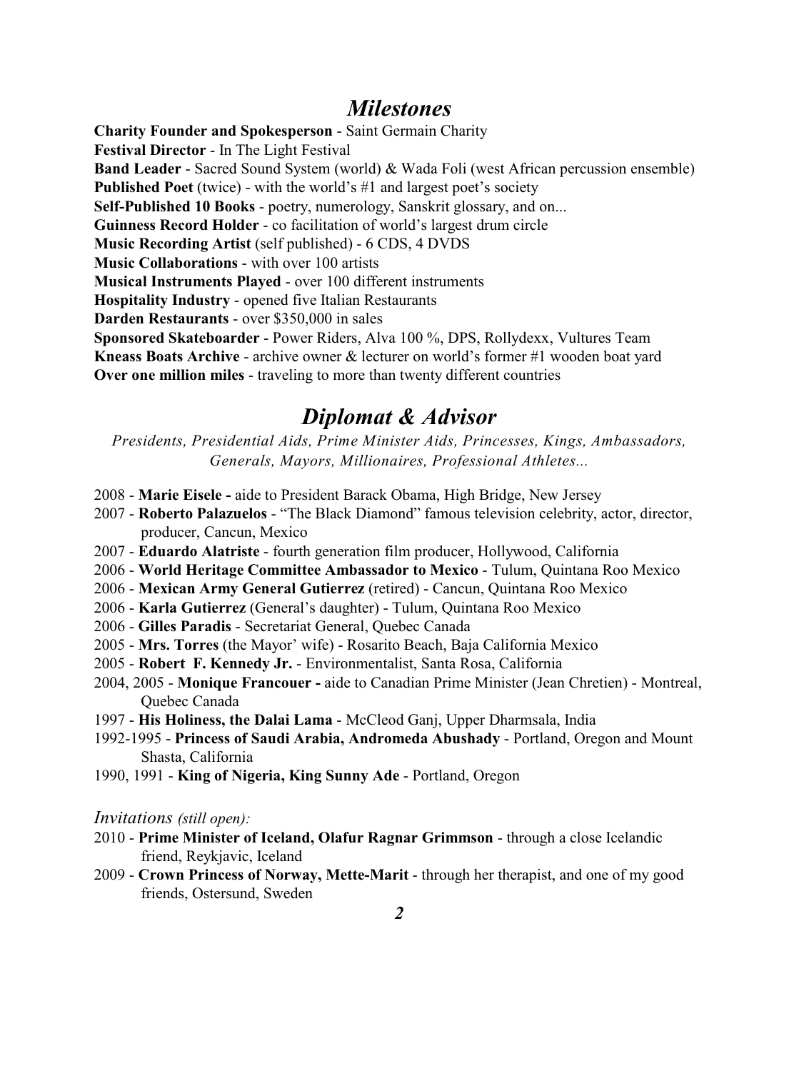## *Milestones*

**Charity Founder and Spokesperson** - Saint Germain Charity
**Festival Director** - In The Light Festival
**Band Leader** - Sacred Sound System (world) & Wada Foli (west African percussion ensemble)
**Published Poet** (twice) - with the world's #1 and largest poet's society
**Self-Published 10 Books** - poetry, numerology, Sanskrit glossary, and on...
**Guinness Record Holder** - co facilitation of world's largest drum circle
**Music Recording Artist** (self published) - 6 CDS, 4 DVDS
**Music Collaborations** - with over 100 artists
**Musical Instruments Played** - over 100 different instruments
**Hospitality Industry** - opened five Italian Restaurants
**Darden Restaurants** - over $350,000 in sales
**Sponsored Skateboarder** - Power Riders, Alva 100 %, DPS, Rollydexx, Vultures Team
**Kneass Boats Archive** - archive owner & lecturer on world's former #1 wooden boat yard
**Over one million miles** - traveling to more than twenty different countries

## *Diplomat & Advisor*

*Presidents, Presidential Aids, Prime Minister Aids, Princesses, Kings, Ambassadors, Generals, Mayors, Millionaires, Professional Athletes...*

2008 - **Marie Eisele -** aide to President Barack Obama, High Bridge, New Jersey
2007 - **Roberto Palazuelos** - "The Black Diamond" famous television celebrity, actor, director, producer, Cancun, Mexico
2007 - **Eduardo Alatriste** - fourth generation film producer, Hollywood, California
2006 - **World Heritage Committee Ambassador to Mexico** - Tulum, Quintana Roo Mexico
2006 - **Mexican Army General Gutierrez** (retired) - Cancun, Quintana Roo Mexico
2006 - **Karla Gutierrez** (General's daughter) - Tulum, Quintana Roo Mexico
2006 - **Gilles Paradis** - Secretariat General, Quebec Canada
2005 - **Mrs. Torres** (the Mayor' wife) - Rosarito Beach, Baja California Mexico
2005 - **Robert F. Kennedy Jr.** - Environmentalist, Santa Rosa, California
2004, 2005 - **Monique Francouer -** aide to Canadian Prime Minister (Jean Chretien) - Montreal, Quebec Canada
1997 - **His Holiness, the Dalai Lama** - McCleod Ganj, Upper Dharmsala, India
1992-1995 - **Princess of Saudi Arabia, Andromeda Abushady** - Portland, Oregon and Mount Shasta, California
1990, 1991 - **King of Nigeria, King Sunny Ade** - Portland, Oregon

*Invitations (still open):*

2010 - **Prime Minister of Iceland, Olafur Ragnar Grimmson** - through a close Icelandic friend, Reykjavic, Iceland
2009 - **Crown Princess of Norway, Mette-Marit** - through her therapist, and one of my good friends, Ostersund, Sweden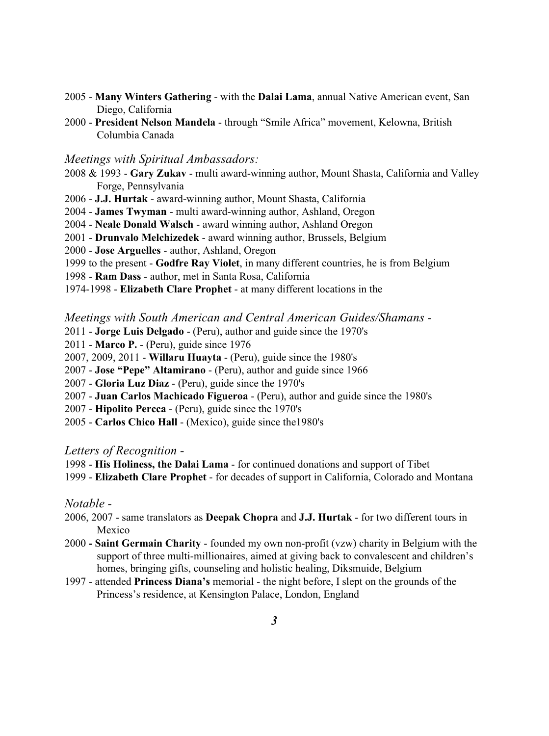2005 - **Many Winters Gathering** - with the **Dalai Lama**, annual Native American event, San Diego, California

2000 - **President Nelson Mandela** - through "Smile Africa" movement, Kelowna, British Columbia Canada

*Meetings with Spiritual Ambassadors:*

2008 & 1993 - **Gary Zukav** - multi award-winning author, Mount Shasta, California and Valley Forge, Pennsylvania

2006 - **J.J. Hurtak** - award-winning author, Mount Shasta, California

2004 - **James Twyman** - multi award-winning author, Ashland, Oregon

2004 - **Neale Donald Walsch** - award winning author, Ashland Oregon

2001 - **Drunvalo Melchizedek** - award winning author, Brussels, Belgium

2000 - **Jose Arguelles** - author, Ashland, Oregon

1999 to the present - **Godfre Ray Violet**, in many different countries, he is from Belgium

1998 - **Ram Dass** - author, met in Santa Rosa, California

1974-1998 - **Elizabeth Clare Prophet** - at many different locations in the

*Meetings with South American and Central American Guides/Shamans -*

2011 - **Jorge Luis Delgado** - (Peru), author and guide since the 1970's

2011 - **Marco P.** - (Peru), guide since 1976

2007, 2009, 2011 - **Willaru Huayta** - (Peru), guide since the 1980's

2007 - **Jose "Pepe" Altamirano** - (Peru), author and guide since 1966

2007 - **Gloria Luz Diaz** - (Peru), guide since the 1970's

2007 - **Juan Carlos Machicado Figueroa** - (Peru), author and guide since the 1980's

2007 - **Hipolito Percca** - (Peru), guide since the 1970's

2005 - **Carlos Chico Hall** - (Mexico), guide since the1980's

*Letters of Recognition -*

1998 - **His Holiness, the Dalai Lama** - for continued donations and support of Tibet

1999 - **Elizabeth Clare Prophet** - for decades of support in California, Colorado and Montana

*Notable -*

2006, 2007 - same translators as **Deepak Chopra** and **J.J. Hurtak** - for two different tours in Mexico

2000 **- Saint Germain Charity** - founded my own non-profit (vzw) charity in Belgium with the support of three multi-millionaires, aimed at giving back to convalescent and children's homes, bringing gifts, counseling and holistic healing, Diksmuide, Belgium

1997 - attended **Princess Diana's** memorial - the night before, I slept on the grounds of the Princess's residence, at Kensington Palace, London, England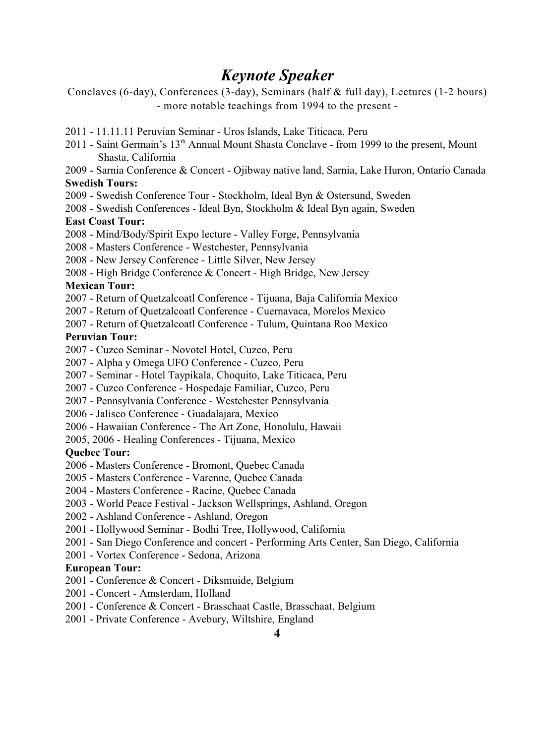# *Keynote Speaker*

Conclaves (6-day), Conferences (3-day), Seminars (half & full day), Lectures (1-2 hours)
- more notable teachings from 1994 to the present -

2011 - 11.11.11 Peruvian Seminar - Uros Islands, Lake Titicaca, Peru
2011 - Saint Germain's 13th Annual Mount Shasta Conclave - from 1999 to the present, Mount Shasta, California
2009 - Sarnia Conference & Concert - Ojibway native land, Sarnia, Lake Huron, Ontario Canada

**Swedish Tours:**
2009 - Swedish Conference Tour - Stockholm, Ideal Byn & Ostersund, Sweden
2008 - Swedish Conferences - Ideal Byn, Stockholm & Ideal Byn again, Sweden

**East Coast Tour:**
2008 - Mind/Body/Spirit Expo lecture - Valley Forge, Pennsylvania
2008 - Masters Conference - Westchester, Pennsylvania
2008 - New Jersey Conference - Little Silver, New Jersey
2008 - High Bridge Conference & Concert - High Bridge, New Jersey

**Mexican Tour:**
2007 - Return of Quetzalcoatl Conference - Tijuana, Baja California Mexico
2007 - Return of Quetzalcoatl Conference - Cuernavaca, Morelos Mexico
2007 - Return of Quetzalcoatl Conference - Tulum, Quintana Roo Mexico

**Peruvian Tour:**
2007 - Cuzco Seminar - Novotel Hotel, Cuzco, Peru
2007 - Alpha y Omega UFO Conference - Cuzco, Peru
2007 - Seminar - Hotel Taypikala, Choquito, Lake Titicaca, Peru
2007 - Cuzco Conference - Hospedaje Familiar, Cuzco, Peru
2007 - Pennsylvania Conference - Westchester Pennsylvania
2006 - Jalisco Conference - Guadalajara, Mexico
2006 - Hawaiian Conference - The Art Zone, Honolulu, Hawaii
2005, 2006 - Healing Conferences - Tijuana, Mexico

**Quebec Tour:**
2006 - Masters Conference - Bromont, Quebec Canada
2005 - Masters Conference - Varenne, Quebec Canada
2004 - Masters Conference - Racine, Quebec Canada
2003 - World Peace Festival - Jackson Wellsprings, Ashland, Oregon
2002 - Ashland Conference - Ashland, Oregon
2001 - Hollywood Seminar - Bodhi Tree, Hollywood, California
2001 - San Diego Conference and concert - Performing Arts Center, San Diego, California
2001 - Vortex Conference - Sedona, Arizona

**European Tour:**
2001 - Conference & Concert - Diksmuide, Belgium
2001 - Concert - Amsterdam, Holland
2001 - Conference & Concert - Brasschaat Castle, Brasschaat, Belgium
2001 - Private Conference - Avebury, Wiltshire, England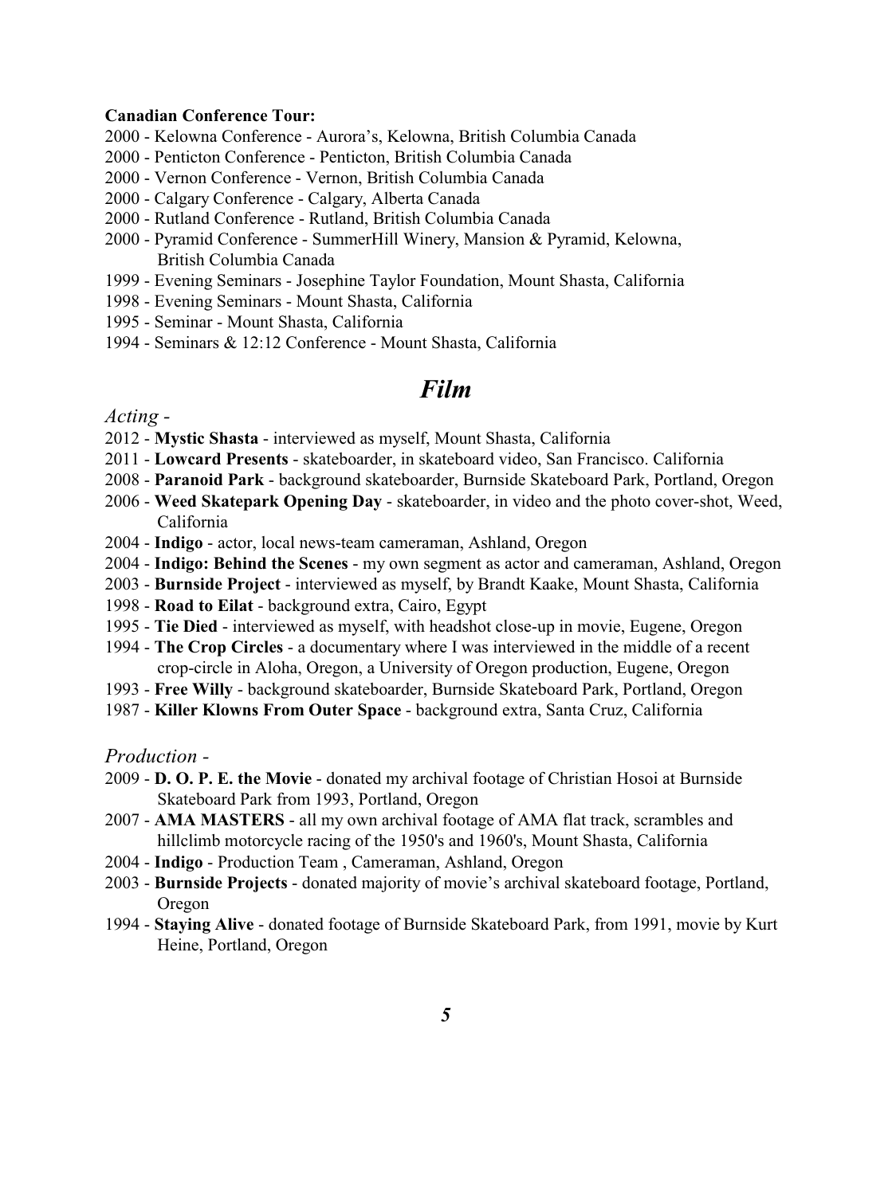**Canadian Conference Tour:**

2000 - Kelowna Conference - Aurora's, Kelowna, British Columbia Canada
2000 - Penticton Conference - Penticton, British Columbia Canada
2000 - Vernon Conference - Vernon, British Columbia Canada
2000 - Calgary Conference - Calgary, Alberta Canada
2000 - Rutland Conference - Rutland, British Columbia Canada
2000 - Pyramid Conference - SummerHill Winery, Mansion & Pyramid, Kelowna, British Columbia Canada
1999 - Evening Seminars - Josephine Taylor Foundation, Mount Shasta, California
1998 - Evening Seminars - Mount Shasta, California
1995 - Seminar - Mount Shasta, California
1994 - Seminars & 12:12 Conference - Mount Shasta, California

## *Film*

*Acting -*

2012 - **Mystic Shasta** - interviewed as myself, Mount Shasta, California
2011 - **Lowcard Presents** - skateboarder, in skateboard video, San Francisco. California
2008 - **Paranoid Park** - background skateboarder, Burnside Skateboard Park, Portland, Oregon
2006 - **Weed Skatepark Opening Day** - skateboarder, in video and the photo cover-shot, Weed, California
2004 - **Indigo** - actor, local news-team cameraman, Ashland, Oregon
2004 - **Indigo: Behind the Scenes** - my own segment as actor and cameraman, Ashland, Oregon
2003 - **Burnside Project** - interviewed as myself, by Brandt Kaake, Mount Shasta, California
1998 - **Road to Eilat** - background extra, Cairo, Egypt
1995 - **Tie Died** - interviewed as myself, with headshot close-up in movie, Eugene, Oregon
1994 - **The Crop Circles** - a documentary where I was interviewed in the middle of a recent crop-circle in Aloha, Oregon, a University of Oregon production, Eugene, Oregon
1993 - **Free Willy** - background skateboarder, Burnside Skateboard Park, Portland, Oregon
1987 - **Killer Klowns From Outer Space** - background extra, Santa Cruz, California

*Production -*

2009 - **D. O. P. E. the Movie** - donated my archival footage of Christian Hosoi at Burnside Skateboard Park from 1993, Portland, Oregon
2007 - **AMA MASTERS** - all my own archival footage of AMA flat track, scrambles and hillclimb motorcycle racing of the 1950's and 1960's, Mount Shasta, California
2004 - **Indigo** - Production Team , Cameraman, Ashland, Oregon
2003 - **Burnside Projects** - donated majority of movie's archival skateboard footage, Portland, Oregon
1994 - **Staying Alive** - donated footage of Burnside Skateboard Park, from 1991, movie by Kurt Heine, Portland, Oregon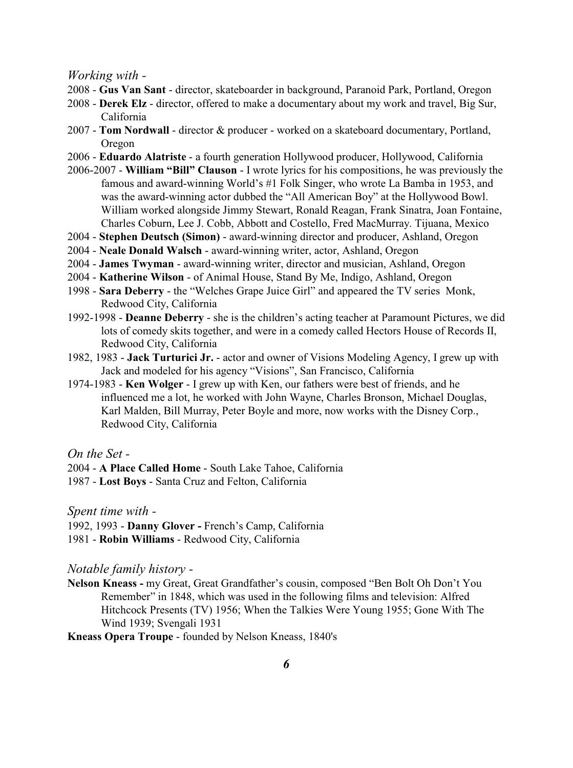*Working with -*

2008 - **Gus Van Sant** - director, skateboarder in background, Paranoid Park, Portland, Oregon

2008 - **Derek Elz** - director, offered to make a documentary about my work and travel, Big Sur, California

2007 - **Tom Nordwall** - director & producer - worked on a skateboard documentary, Portland, Oregon

2006 - **Eduardo Alatriste** - a fourth generation Hollywood producer, Hollywood, California

2006-2007 - **William "Bill" Clauson** - I wrote lyrics for his compositions, he was previously the famous and award-winning World's #1 Folk Singer, who wrote La Bamba in 1953, and was the award-winning actor dubbed the "All American Boy" at the Hollywood Bowl. William worked alongside Jimmy Stewart, Ronald Reagan, Frank Sinatra, Joan Fontaine, Charles Coburn, Lee J. Cobb, Abbott and Costello, Fred MacMurray. Tijuana, Mexico

2004 - **Stephen Deutsch (Simon)** - award-winning director and producer, Ashland, Oregon

2004 - **Neale Donald Walsch** - award-winning writer, actor, Ashland, Oregon

2004 - **James Twyman** - award-winning writer, director and musician, Ashland, Oregon

2004 - **Katherine Wilson** - of Animal House, Stand By Me, Indigo, Ashland, Oregon

1998 - **Sara Deberry** - the "Welches Grape Juice Girl" and appeared the TV series Monk, Redwood City, California

1992-1998 - **Deanne Deberry** - she is the children's acting teacher at Paramount Pictures, we did lots of comedy skits together, and were in a comedy called Hectors House of Records II, Redwood City, California

1982, 1983 - **Jack Turturici Jr.** - actor and owner of Visions Modeling Agency, I grew up with Jack and modeled for his agency "Visions", San Francisco, California

1974-1983 - **Ken Wolger** - I grew up with Ken, our fathers were best of friends, and he influenced me a lot, he worked with John Wayne, Charles Bronson, Michael Douglas, Karl Malden, Bill Murray, Peter Boyle and more, now works with the Disney Corp., Redwood City, California

*On the Set -*

2004 - **A Place Called Home** - South Lake Tahoe, California

1987 - **Lost Boys** - Santa Cruz and Felton, California

*Spent time with -*

1992, 1993 - **Danny Glover -** French's Camp, California

1981 - **Robin Williams** - Redwood City, California

*Notable family history -*

**Nelson Kneass -** my Great, Great Grandfather's cousin, composed "Ben Bolt Oh Don't You Remember" in 1848, which was used in the following films and television: Alfred Hitchcock Presents (TV) 1956; When the Talkies Were Young 1955; Gone With The Wind 1939; Svengali 1931

**Kneass Opera Troupe** - founded by Nelson Kneass, 1840's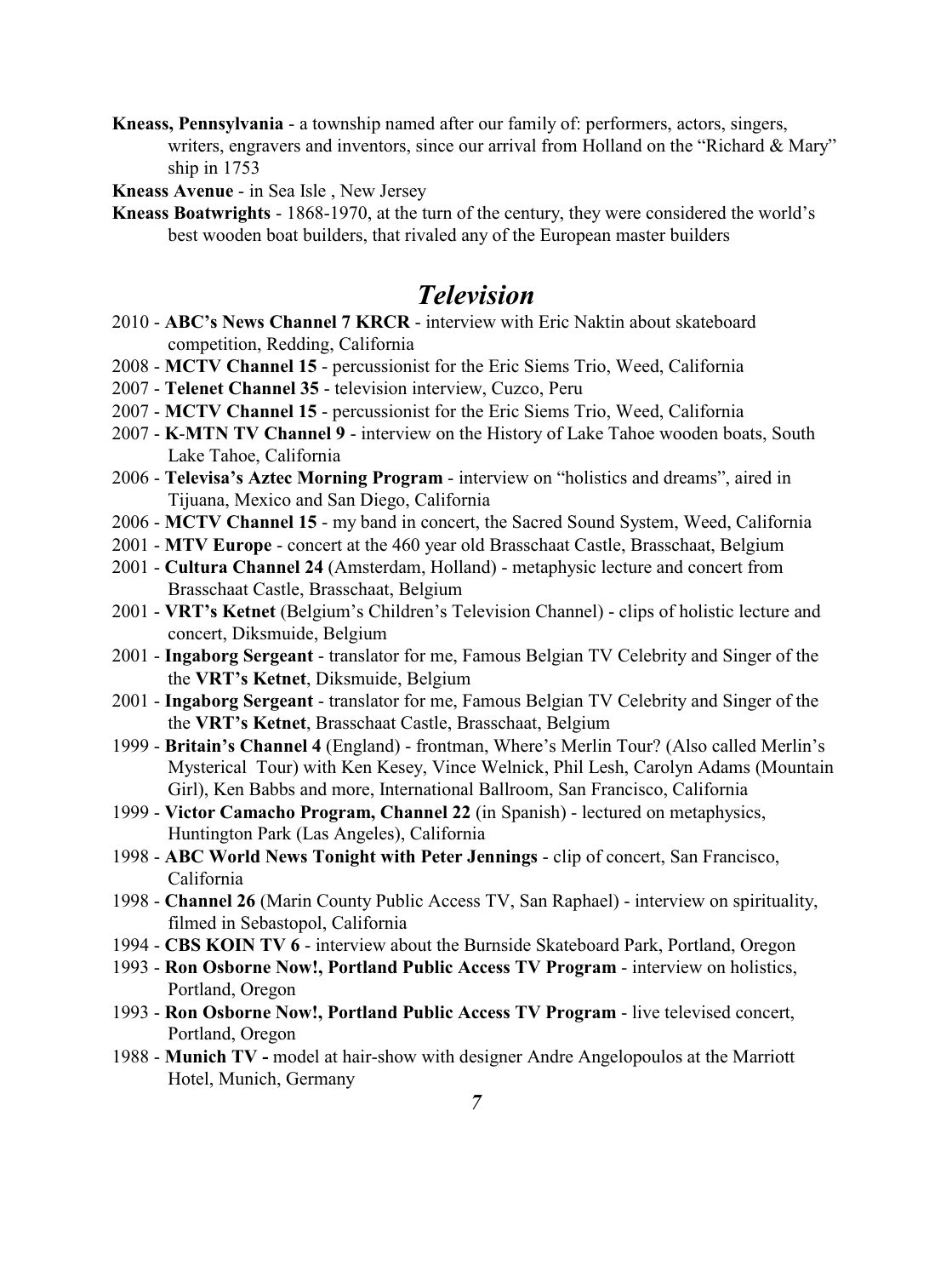**Kneass, Pennsylvania** - a township named after our family of: performers, actors, singers, writers, engravers and inventors, since our arrival from Holland on the "Richard & Mary" ship in 1753

**Kneass Avenue** - in Sea Isle , New Jersey

**Kneass Boatwrights** - 1868-1970, at the turn of the century, they were considered the world's best wooden boat builders, that rivaled any of the European master builders

## *Television*

2010 - **ABC's News Channel 7 KRCR** - interview with Eric Naktin about skateboard competition, Redding, California

2008 - **MCTV Channel 15** - percussionist for the Eric Siems Trio, Weed, California

2007 - **Telenet Channel 35** - television interview, Cuzco, Peru

2007 - **MCTV Channel 15** - percussionist for the Eric Siems Trio, Weed, California

2007 - **K-MTN TV Channel 9** - interview on the History of Lake Tahoe wooden boats, South Lake Tahoe, California

2006 - **Televisa's Aztec Morning Program** - interview on "holistics and dreams", aired in Tijuana, Mexico and San Diego, California

2006 - **MCTV Channel 15** - my band in concert, the Sacred Sound System, Weed, California

2001 - **MTV Europe** - concert at the 460 year old Brasschaat Castle, Brasschaat, Belgium

2001 - **Cultura Channel 24** (Amsterdam, Holland) - metaphysic lecture and concert from Brasschaat Castle, Brasschaat, Belgium

2001 - **VRT's Ketnet** (Belgium's Children's Television Channel) - clips of holistic lecture and concert, Diksmuide, Belgium

2001 - **Ingaborg Sergeant** - translator for me, Famous Belgian TV Celebrity and Singer of the the **VRT's Ketnet**, Diksmuide, Belgium

2001 - **Ingaborg Sergeant** - translator for me, Famous Belgian TV Celebrity and Singer of the the **VRT's Ketnet**, Brasschaat Castle, Brasschaat, Belgium

1999 - **Britain's Channel 4** (England) - frontman, Where's Merlin Tour? (Also called Merlin's Mysterical Tour) with Ken Kesey, Vince Welnick, Phil Lesh, Carolyn Adams (Mountain Girl), Ken Babbs and more, International Ballroom, San Francisco, California

1999 - **Victor Camacho Program, Channel 22** (in Spanish) - lectured on metaphysics, Huntington Park (Las Angeles), California

1998 - **ABC World News Tonight with Peter Jennings** - clip of concert, San Francisco, California

1998 - **Channel 26** (Marin County Public Access TV, San Raphael) - interview on spirituality, filmed in Sebastopol, California

1994 - **CBS KOIN TV 6** - interview about the Burnside Skateboard Park, Portland, Oregon

1993 - **Ron Osborne Now!, Portland Public Access TV Program** - interview on holistics, Portland, Oregon

1993 - **Ron Osborne Now!, Portland Public Access TV Program** - live televised concert, Portland, Oregon

1988 - **Munich TV -** model at hair-show with designer Andre Angelopoulos at the Marriott Hotel, Munich, Germany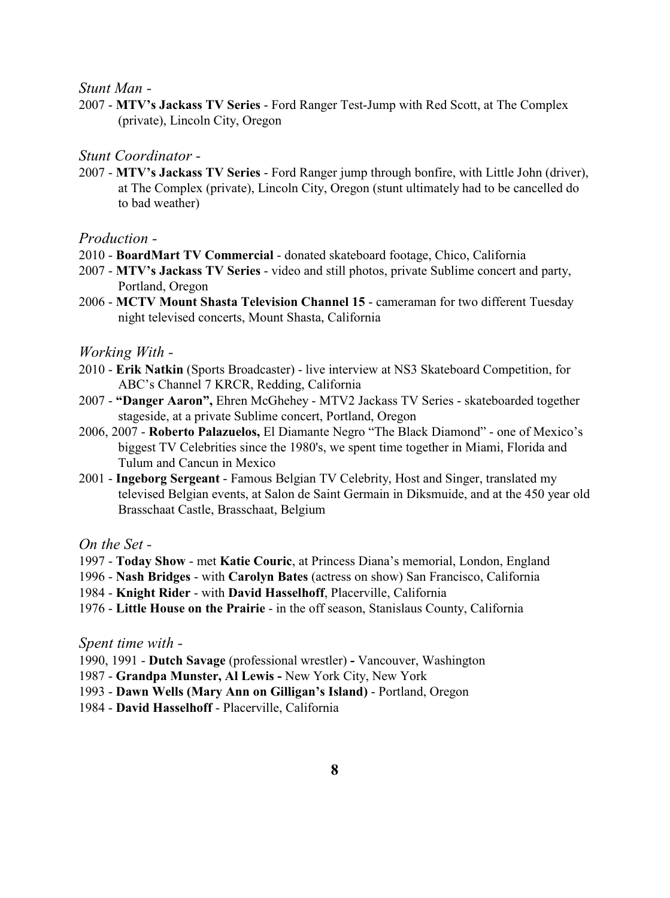*Stunt Man -*

2007 - **MTV's Jackass TV Series** - Ford Ranger Test-Jump with Red Scott, at The Complex (private), Lincoln City, Oregon

*Stunt Coordinator -*

2007 - **MTV's Jackass TV Series** - Ford Ranger jump through bonfire, with Little John (driver), at The Complex (private), Lincoln City, Oregon (stunt ultimately had to be cancelled do to bad weather)

*Production -*

2010 - **BoardMart TV Commercial** - donated skateboard footage, Chico, California
2007 - **MTV's Jackass TV Series** - video and still photos, private Sublime concert and party, Portland, Oregon
2006 - **MCTV Mount Shasta Television Channel 15** - cameraman for two different Tuesday night televised concerts, Mount Shasta, California

*Working With -*

2010 - **Erik Natkin** (Sports Broadcaster) - live interview at NS3 Skateboard Competition, for ABC's Channel 7 KRCR, Redding, California
2007 - **"Danger Aaron",** Ehren McGhehey - MTV2 Jackass TV Series - skateboarded together stageside, at a private Sublime concert, Portland, Oregon
2006, 2007 - **Roberto Palazuelos,** El Diamante Negro "The Black Diamond" - one of Mexico's biggest TV Celebrities since the 1980's, we spent time together in Miami, Florida and Tulum and Cancun in Mexico
2001 - **Ingeborg Sergeant** - Famous Belgian TV Celebrity, Host and Singer, translated my televised Belgian events, at Salon de Saint Germain in Diksmuide, and at the 450 year old Brasschaat Castle, Brasschaat, Belgium

*On the Set -*

1997 - **Today Show** - met **Katie Couric**, at Princess Diana's memorial, London, England
1996 - **Nash Bridges** - with **Carolyn Bates** (actress on show) San Francisco, California
1984 - **Knight Rider** - with **David Hasselhoff**, Placerville, California
1976 - **Little House on the Prairie** - in the off season, Stanislaus County, California

*Spent time with -*

1990, 1991 - **Dutch Savage** (professional wrestler) **-** Vancouver, Washington
1987 - **Grandpa Munster, Al Lewis -** New York City, New York
1993 - **Dawn Wells (Mary Ann on Gilligan's Island)** - Portland, Oregon
1984 - **David Hasselhoff** - Placerville, California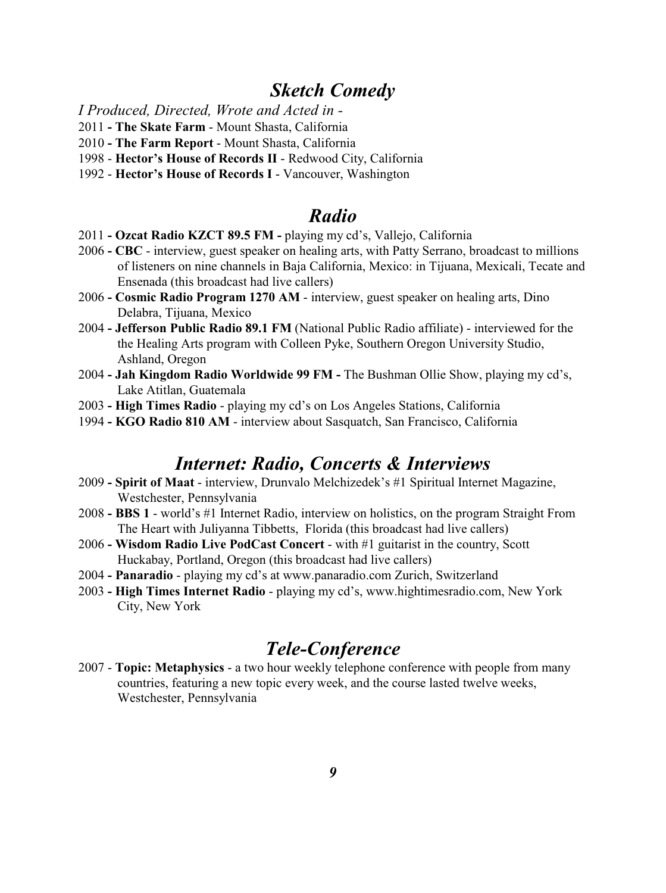## *Sketch Comedy*

*I Produced, Directed, Wrote and Acted in -*

2011 **- The Skate Farm** - Mount Shasta, California
2010 **- The Farm Report** - Mount Shasta, California
1998 - **Hector's House of Records II** - Redwood City, California
1992 - **Hector's House of Records I** - Vancouver, Washington

## *Radio*

2011 **- Ozcat Radio KZCT 89.5 FM -** playing my cd's, Vallejo, California
2006 **- CBC** - interview, guest speaker on healing arts, with Patty Serrano, broadcast to millions of listeners on nine channels in Baja California, Mexico: in Tijuana, Mexicali, Tecate and Ensenada (this broadcast had live callers)
2006 **- Cosmic Radio Program 1270 AM** - interview, guest speaker on healing arts, Dino Delabra, Tijuana, Mexico
2004 **- Jefferson Public Radio 89.1 FM** (National Public Radio affiliate) - interviewed for the the Healing Arts program with Colleen Pyke, Southern Oregon University Studio, Ashland, Oregon
2004 **- Jah Kingdom Radio Worldwide 99 FM -** The Bushman Ollie Show, playing my cd's, Lake Atitlan, Guatemala
2003 **- High Times Radio** - playing my cd's on Los Angeles Stations, California
1994 **- KGO Radio 810 AM** - interview about Sasquatch, San Francisco, California

## *Internet: Radio, Concerts & Interviews*

2009 **- Spirit of Maat** - interview, Drunvalo Melchizedek's #1 Spiritual Internet Magazine, Westchester, Pennsylvania
2008 **- BBS 1** - world's #1 Internet Radio, interview on holistics, on the program Straight From The Heart with Juliyanna Tibbetts, Florida (this broadcast had live callers)
2006 **- Wisdom Radio Live PodCast Concert** - with #1 guitarist in the country, Scott Huckabay, Portland, Oregon (this broadcast had live callers)
2004 **- Panaradio** - playing my cd's at www.panaradio.com Zurich, Switzerland
2003 **- High Times Internet Radio** - playing my cd's, www.hightimesradio.com, New York City, New York

## *Tele-Conference*

2007 - **Topic: Metaphysics** - a two hour weekly telephone conference with people from many countries, featuring a new topic every week, and the course lasted twelve weeks, Westchester, Pennsylvania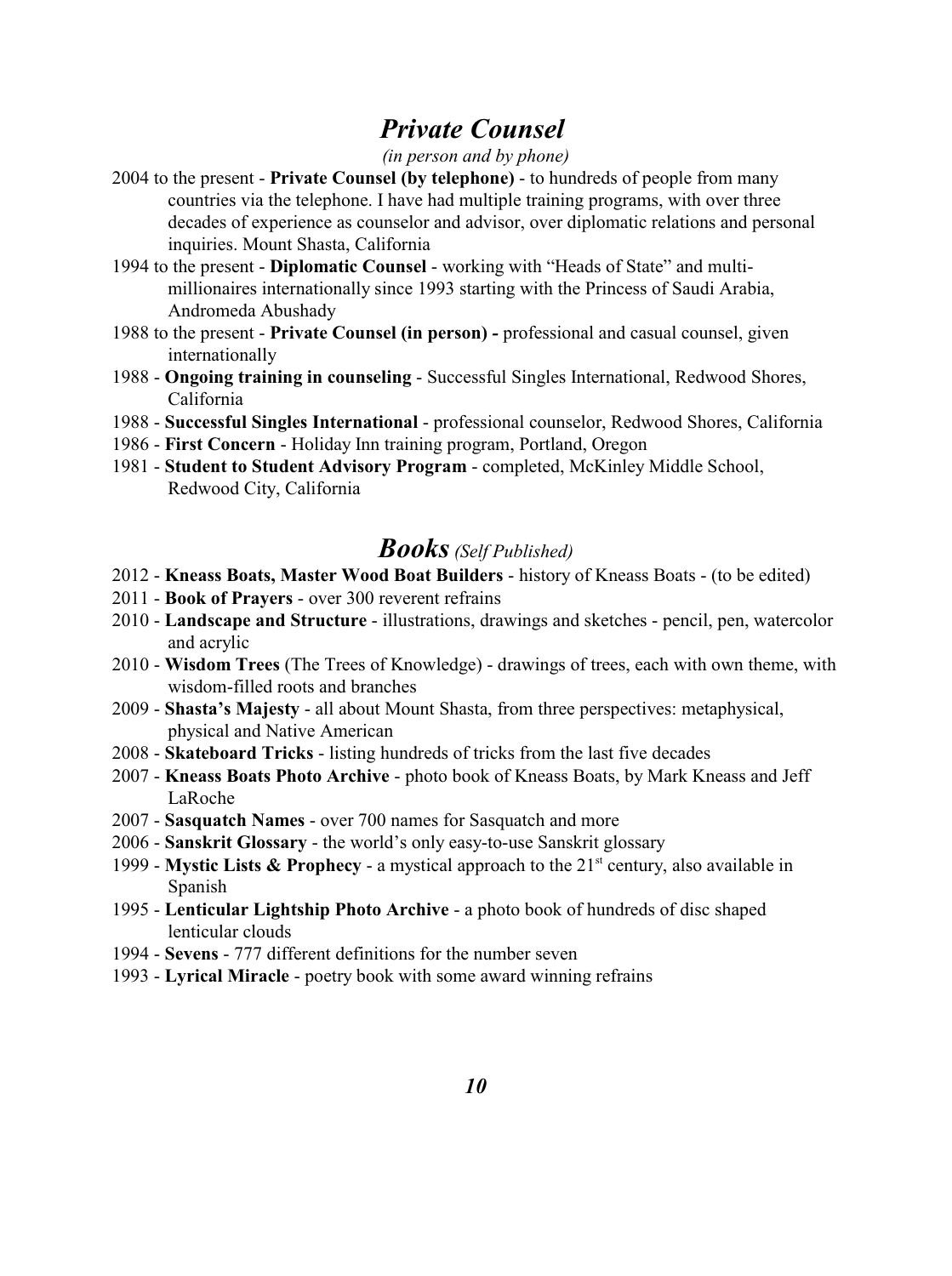## *Private Counsel*

*(in person and by phone)*

2004 to the present - **Private Counsel (by telephone)** - to hundreds of people from many countries via the telephone. I have had multiple training programs, with over three decades of experience as counselor and advisor, over diplomatic relations and personal inquiries. Mount Shasta, California

1994 to the present - **Diplomatic Counsel** - working with "Heads of State" and multi-millionaires internationally since 1993 starting with the Princess of Saudi Arabia, Andromeda Abushady

1988 to the present - **Private Counsel (in person) -** professional and casual counsel, given internationally

1988 - **Ongoing training in counseling** - Successful Singles International, Redwood Shores, California

1988 - **Successful Singles International** - professional counselor, Redwood Shores, California

1986 - **First Concern** - Holiday Inn training program, Portland, Oregon

1981 - **Student to Student Advisory Program** - completed, McKinley Middle School, Redwood City, California

## *Books* *(Self Published)*

2012 - **Kneass Boats, Master Wood Boat Builders** - history of Kneass Boats - (to be edited)

2011 - **Book of Prayers** - over 300 reverent refrains

2010 - **Landscape and Structure** - illustrations, drawings and sketches - pencil, pen, watercolor and acrylic

2010 - **Wisdom Trees** (The Trees of Knowledge) - drawings of trees, each with own theme, with wisdom-filled roots and branches

2009 - **Shasta's Majesty** - all about Mount Shasta, from three perspectives: metaphysical, physical and Native American

2008 - **Skateboard Tricks** - listing hundreds of tricks from the last five decades

2007 - **Kneass Boats Photo Archive** - photo book of Kneass Boats, by Mark Kneass and Jeff LaRoche

2007 - **Sasquatch Names** - over 700 names for Sasquatch and more

2006 - **Sanskrit Glossary** - the world's only easy-to-use Sanskrit glossary

1999 - **Mystic Lists & Prophecy** - a mystical approach to the 21st century, also available in Spanish

1995 - **Lenticular Lightship Photo Archive** - a photo book of hundreds of disc shaped lenticular clouds

1994 - **Sevens** - 777 different definitions for the number seven

1993 - **Lyrical Miracle** - poetry book with some award winning refrains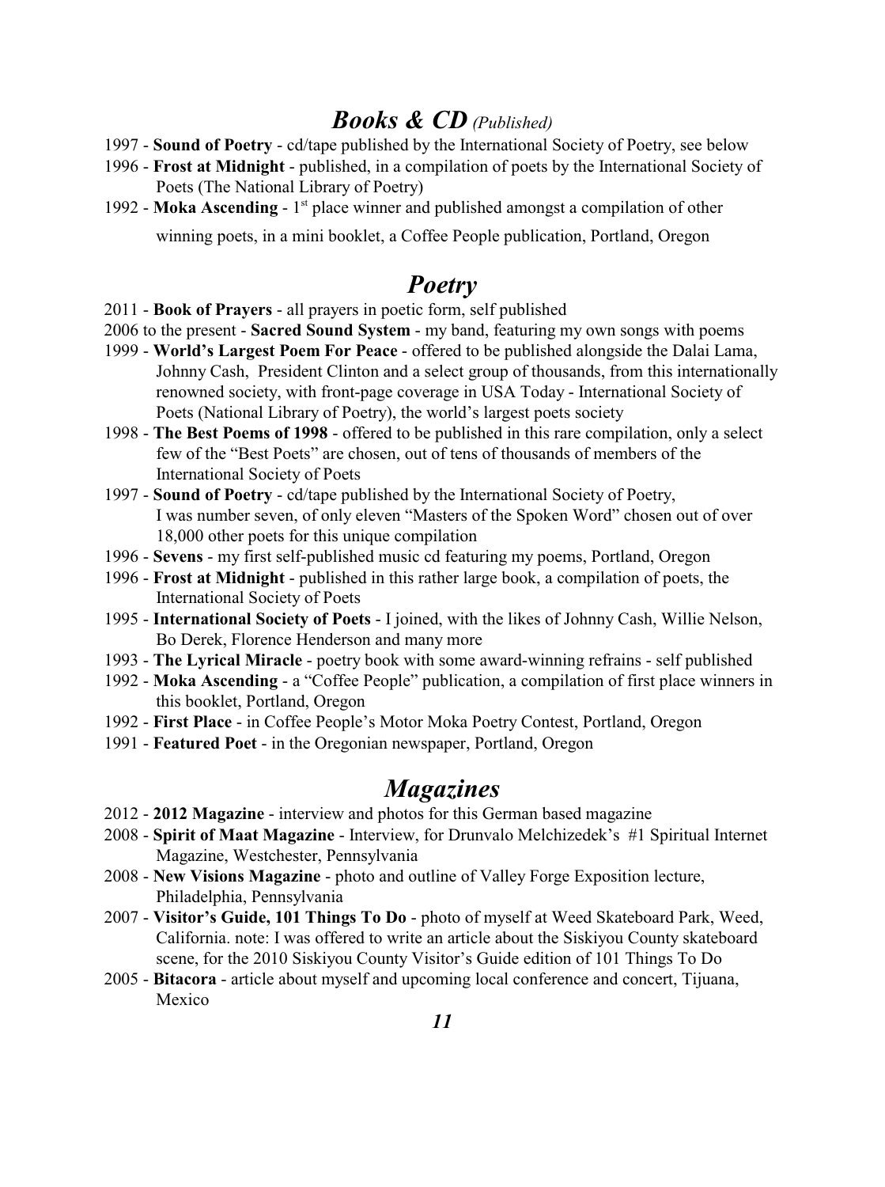## *Books & CD* *(Published)*

1997 - **Sound of Poetry** - cd/tape published by the International Society of Poetry, see below

1996 - **Frost at Midnight** - published, in a compilation of poets by the International Society of Poets (The National Library of Poetry)

1992 - **Moka Ascending** - 1st place winner and published amongst a compilation of other winning poets, in a mini booklet, a Coffee People publication, Portland, Oregon

## *Poetry*

2011 - **Book of Prayers** - all prayers in poetic form, self published

2006 to the present - **Sacred Sound System** - my band, featuring my own songs with poems

1999 - **World's Largest Poem For Peace** - offered to be published alongside the Dalai Lama, Johnny Cash, President Clinton and a select group of thousands, from this internationally renowned society, with front-page coverage in USA Today - International Society of Poets (National Library of Poetry), the world's largest poets society

1998 - **The Best Poems of 1998** - offered to be published in this rare compilation, only a select few of the "Best Poets" are chosen, out of tens of thousands of members of the International Society of Poets

1997 - **Sound of Poetry** - cd/tape published by the International Society of Poetry, I was number seven, of only eleven "Masters of the Spoken Word" chosen out of over 18,000 other poets for this unique compilation

1996 - **Sevens** - my first self-published music cd featuring my poems, Portland, Oregon

1996 - **Frost at Midnight** - published in this rather large book, a compilation of poets, the International Society of Poets

1995 - **International Society of Poets** - I joined, with the likes of Johnny Cash, Willie Nelson, Bo Derek, Florence Henderson and many more

1993 - **The Lyrical Miracle** - poetry book with some award-winning refrains - self published

1992 - **Moka Ascending** - a "Coffee People" publication, a compilation of first place winners in this booklet, Portland, Oregon

1992 - **First Place** - in Coffee People's Motor Moka Poetry Contest, Portland, Oregon

1991 - **Featured Poet** - in the Oregonian newspaper, Portland, Oregon

## *Magazines*

2012 - **2012 Magazine** - interview and photos for this German based magazine

2008 - **Spirit of Maat Magazine** - Interview, for Drunvalo Melchizedek's #1 Spiritual Internet Magazine, Westchester, Pennsylvania

2008 - **New Visions Magazine** - photo and outline of Valley Forge Exposition lecture, Philadelphia, Pennsylvania

2007 - **Visitor's Guide, 101 Things To Do** - photo of myself at Weed Skateboard Park, Weed, California. note: I was offered to write an article about the Siskiyou County skateboard scene, for the 2010 Siskiyou County Visitor's Guide edition of 101 Things To Do

2005 - **Bitacora** - article about myself and upcoming local conference and concert, Tijuana, Mexico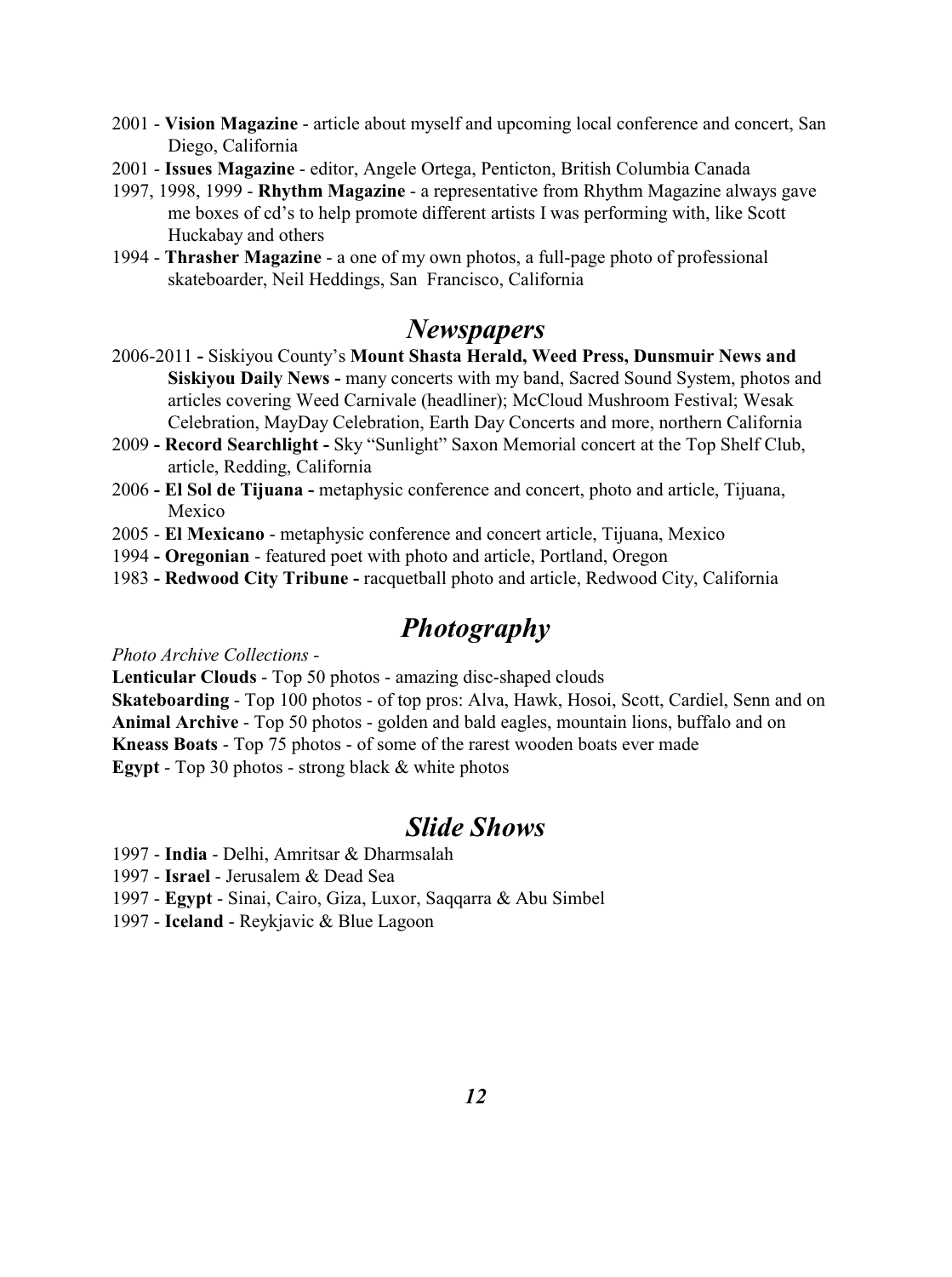2001 - **Vision Magazine** - article about myself and upcoming local conference and concert, San Diego, California

2001 - **Issues Magazine** - editor, Angele Ortega, Penticton, British Columbia Canada

1997, 1998, 1999 - **Rhythm Magazine** - a representative from Rhythm Magazine always gave me boxes of cd's to help promote different artists I was performing with, like Scott Huckabay and others

1994 - **Thrasher Magazine** - a one of my own photos, a full-page photo of professional skateboarder, Neil Heddings, San Francisco, California

## *Newspapers*

2006-2011 **-** Siskiyou County's **Mount Shasta Herald, Weed Press, Dunsmuir News and Siskiyou Daily News -** many concerts with my band, Sacred Sound System, photos and articles covering Weed Carnivale (headliner); McCloud Mushroom Festival; Wesak Celebration, MayDay Celebration, Earth Day Concerts and more, northern California

2009 **- Record Searchlight -** Sky "Sunlight" Saxon Memorial concert at the Top Shelf Club, article, Redding, California

2006 **- El Sol de Tijuana -** metaphysic conference and concert, photo and article, Tijuana, Mexico

2005 - **El Mexicano** - metaphysic conference and concert article, Tijuana, Mexico

1994 **- Oregonian** - featured poet with photo and article, Portland, Oregon

1983 **- Redwood City Tribune -** racquetball photo and article, Redwood City, California

## *Photography*

*Photo Archive Collections -*

**Lenticular Clouds** - Top 50 photos - amazing disc-shaped clouds

**Skateboarding** - Top 100 photos - of top pros: Alva, Hawk, Hosoi, Scott, Cardiel, Senn and on

**Animal Archive** - Top 50 photos - golden and bald eagles, mountain lions, buffalo and on

**Kneass Boats** - Top 75 photos - of some of the rarest wooden boats ever made

**Egypt** - Top 30 photos - strong black & white photos

## *Slide Shows*

1997 - **India** - Delhi, Amritsar & Dharmsalah

1997 - **Israel** - Jerusalem & Dead Sea

1997 - **Egypt** - Sinai, Cairo, Giza, Luxor, Saqqarra & Abu Simbel

1997 - **Iceland** - Reykjavic & Blue Lagoon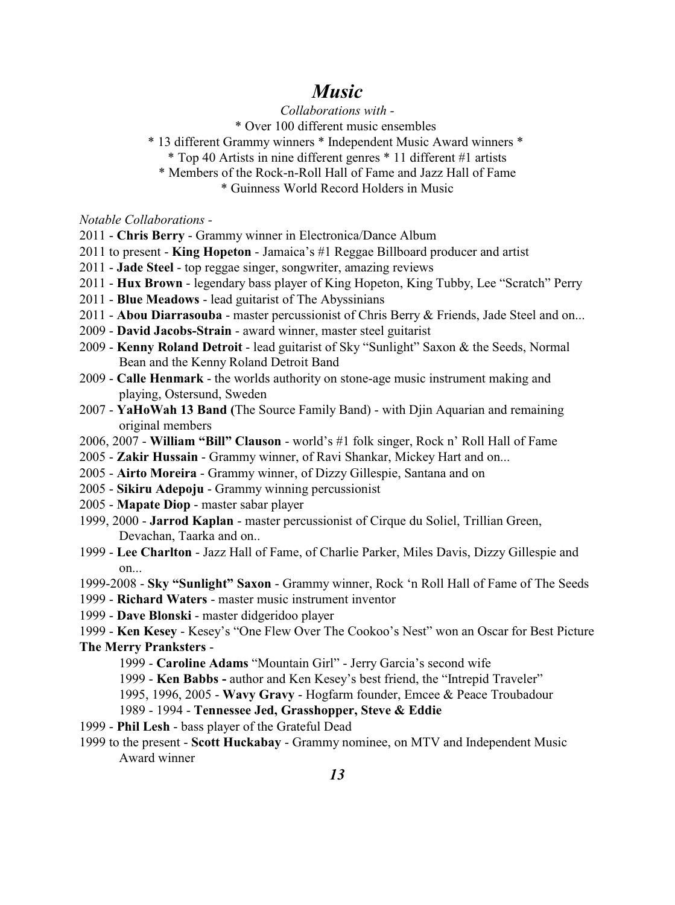# *Music*

*Collaborations with -*

* Over 100 different music ensembles
* 13 different Grammy winners * Independent Music Award winners *
* Top 40 Artists in nine different genres * 11 different #1 artists
* Members of the Rock-n-Roll Hall of Fame and Jazz Hall of Fame
* Guinness World Record Holders in Music

*Notable Collaborations -*

2011 - **Chris Berry** - Grammy winner in Electronica/Dance Album

2011 to present - **King Hopeton** - Jamaica's #1 Reggae Billboard producer and artist

2011 - **Jade Steel** - top reggae singer, songwriter, amazing reviews

2011 - **Hux Brown** - legendary bass player of King Hopeton, King Tubby, Lee "Scratch" Perry

2011 - **Blue Meadows** - lead guitarist of The Abyssinians

2011 - **Abou Diarrasouba** - master percussionist of Chris Berry & Friends, Jade Steel and on...

2009 - **David Jacobs-Strain** - award winner, master steel guitarist

2009 - **Kenny Roland Detroit** - lead guitarist of Sky "Sunlight" Saxon & the Seeds, Normal Bean and the Kenny Roland Detroit Band

2009 - **Calle Henmark** - the worlds authority on stone-age music instrument making and playing, Ostersund, Sweden

2007 - **YaHoWah 13 Band (**The Source Family Band) - with Djin Aquarian and remaining original members

2006, 2007 - **William "Bill" Clauson** - world's #1 folk singer, Rock n' Roll Hall of Fame

2005 - **Zakir Hussain** - Grammy winner, of Ravi Shankar, Mickey Hart and on...

2005 - **Airto Moreira** - Grammy winner, of Dizzy Gillespie, Santana and on

2005 - **Sikiru Adepoju** - Grammy winning percussionist

2005 - **Mapate Diop** - master sabar player

1999, 2000 - **Jarrod Kaplan** - master percussionist of Cirque du Soliel, Trillian Green, Devachan, Taarka and on..

1999 - **Lee Charlton** - Jazz Hall of Fame, of Charlie Parker, Miles Davis, Dizzy Gillespie and on...

1999-2008 - **Sky "Sunlight" Saxon** - Grammy winner, Rock 'n Roll Hall of Fame of The Seeds

1999 - **Richard Waters** - master music instrument inventor

1999 - **Dave Blonski** - master didgeridoo player

1999 - **Ken Kesey** - Kesey's "One Flew Over The Cookoo's Nest" won an Oscar for Best Picture

**The Merry Pranksters** -

- 1999 - **Caroline Adams** "Mountain Girl" - Jerry Garcia's second wife
- 1999 - **Ken Babbs -** author and Ken Kesey's best friend, the "Intrepid Traveler"
- 1995, 1996, 2005 - **Wavy Gravy** - Hogfarm founder, Emcee & Peace Troubadour
- 1989 - 1994 - **Tennessee Jed, Grasshopper, Steve & Eddie**

1999 - **Phil Lesh** - bass player of the Grateful Dead

1999 to the present - **Scott Huckabay** - Grammy nominee, on MTV and Independent Music Award winner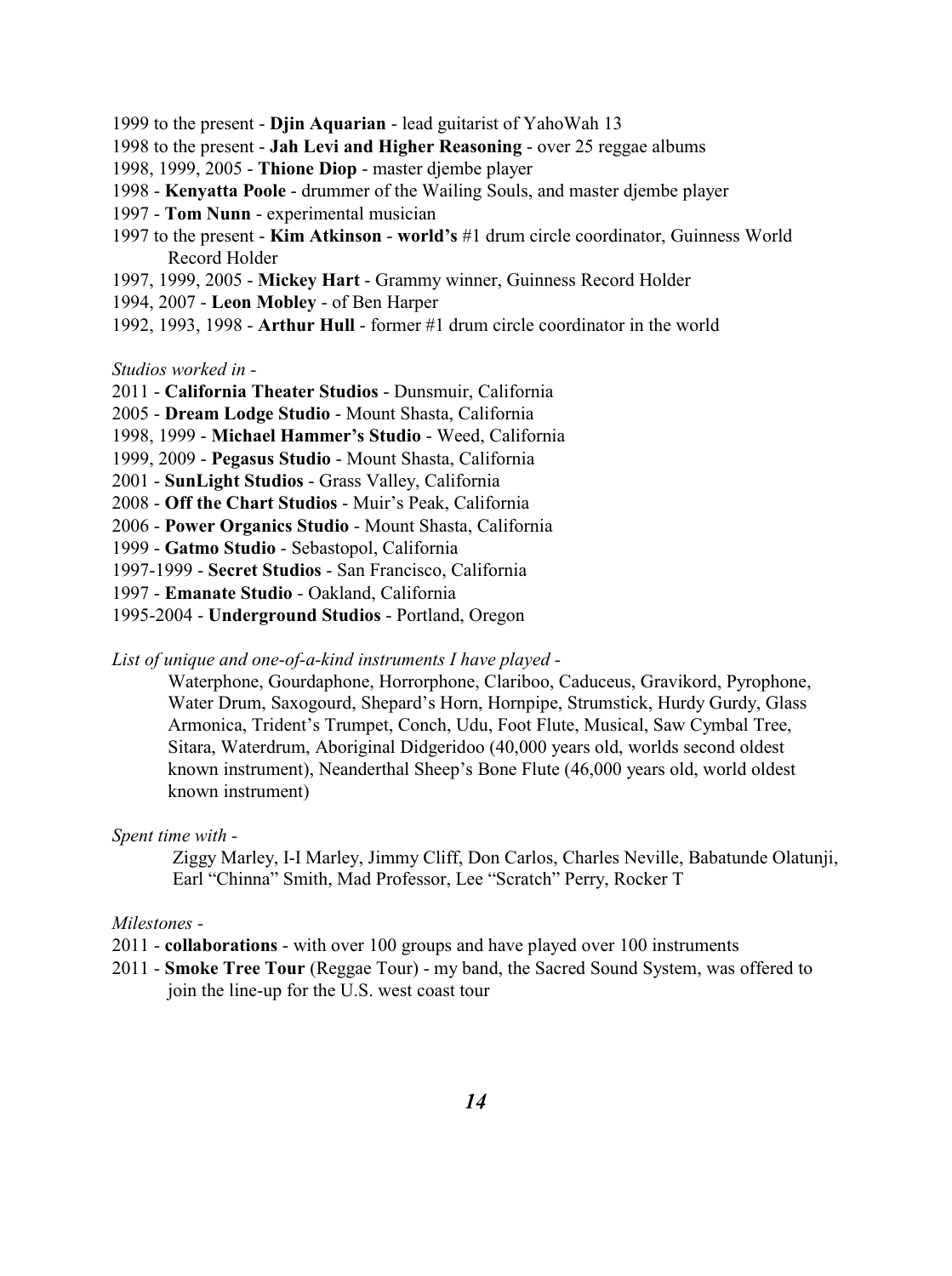1999 to the present - **Djin Aquarian** - lead guitarist of YahoWah 13
1998 to the present - **Jah Levi and Higher Reasoning** - over 25 reggae albums
1998, 1999, 2005 - **Thione Diop** - master djembe player
1998 - **Kenyatta Poole** - drummer of the Wailing Souls, and master djembe player
1997 - **Tom Nunn** - experimental musician
1997 to the present - **Kim Atkinson** - **world's** #1 drum circle coordinator, Guinness World Record Holder
1997, 1999, 2005 - **Mickey Hart** - Grammy winner, Guinness Record Holder
1994, 2007 - **Leon Mobley** - of Ben Harper
1992, 1993, 1998 - **Arthur Hull** - former #1 drum circle coordinator in the world

*Studios worked in -*

2011 - **California Theater Studios** - Dunsmuir, California
2005 - **Dream Lodge Studio** - Mount Shasta, California
1998, 1999 - **Michael Hammer's Studio** - Weed, California
1999, 2009 - **Pegasus Studio** - Mount Shasta, California
2001 - **SunLight Studios** - Grass Valley, California
2008 - **Off the Chart Studios** - Muir's Peak, California
2006 - **Power Organics Studio** - Mount Shasta, California
1999 - **Gatmo Studio** - Sebastopol, California
1997-1999 - **Secret Studios** - San Francisco, California
1997 - **Emanate Studio** - Oakland, California
1995-2004 - **Underground Studios** - Portland, Oregon

*List of unique and one-of-a-kind instruments I have played -*

Waterphone, Gourdaphone, Horrorphone, Clariboo, Caduceus, Gravikord, Pyrophone, Water Drum, Saxogourd, Shepard's Horn, Hornpipe, Strumstick, Hurdy Gurdy, Glass Armonica, Trident's Trumpet, Conch, Udu, Foot Flute, Musical, Saw Cymbal Tree, Sitara, Waterdrum, Aboriginal Didgeridoo (40,000 years old, worlds second oldest known instrument), Neanderthal Sheep's Bone Flute (46,000 years old, world oldest known instrument)

*Spent time with -*

Ziggy Marley, I-I Marley, Jimmy Cliff, Don Carlos, Charles Neville, Babatunde Olatunji, Earl "Chinna" Smith, Mad Professor, Lee "Scratch" Perry, Rocker T

*Milestones -*

2011 - **collaborations** - with over 100 groups and have played over 100 instruments
2011 - **Smoke Tree Tour** (Reggae Tour) - my band, the Sacred Sound System, was offered to join the line-up for the U.S. west coast tour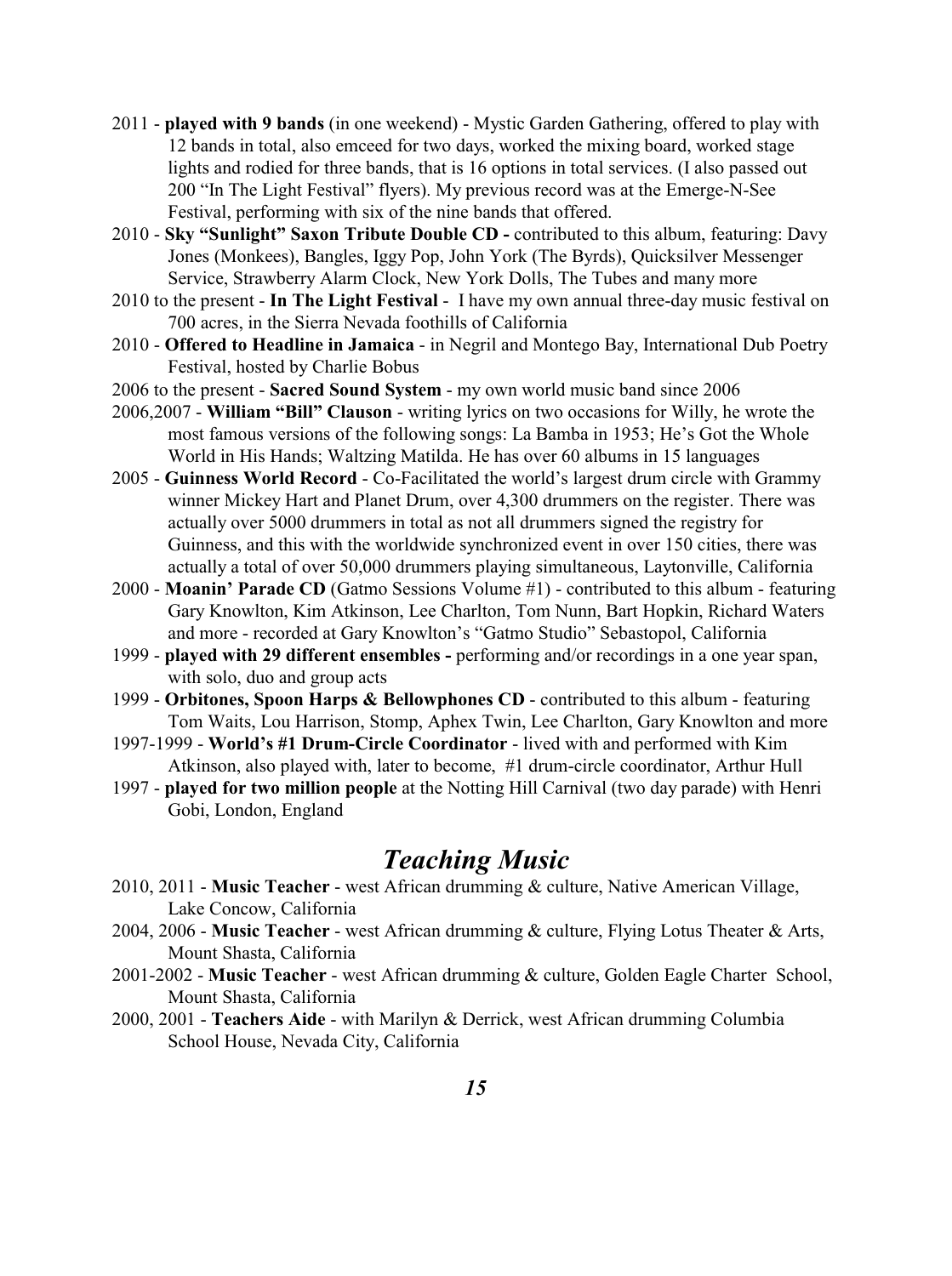2011 - **played with 9 bands** (in one weekend) - Mystic Garden Gathering, offered to play with 12 bands in total, also emceed for two days, worked the mixing board, worked stage lights and rodied for three bands, that is 16 options in total services. (I also passed out 200 "In The Light Festival" flyers). My previous record was at the Emerge-N-See Festival, performing with six of the nine bands that offered.

2010 - **Sky "Sunlight" Saxon Tribute Double CD -** contributed to this album, featuring: Davy Jones (Monkees), Bangles, Iggy Pop, John York (The Byrds), Quicksilver Messenger Service, Strawberry Alarm Clock, New York Dolls, The Tubes and many more

2010 to the present - **In The Light Festival** - I have my own annual three-day music festival on 700 acres, in the Sierra Nevada foothills of California

2010 - **Offered to Headline in Jamaica** - in Negril and Montego Bay, International Dub Poetry Festival, hosted by Charlie Bobus

2006 to the present - **Sacred Sound System** - my own world music band since 2006

2006,2007 - **William "Bill" Clauson** - writing lyrics on two occasions for Willy, he wrote the most famous versions of the following songs: La Bamba in 1953; He's Got the Whole World in His Hands; Waltzing Matilda. He has over 60 albums in 15 languages

2005 - **Guinness World Record** - Co-Facilitated the world's largest drum circle with Grammy winner Mickey Hart and Planet Drum, over 4,300 drummers on the register. There was actually over 5000 drummers in total as not all drummers signed the registry for Guinness, and this with the worldwide synchronized event in over 150 cities, there was actually a total of over 50,000 drummers playing simultaneous, Laytonville, California

2000 - **Moanin' Parade CD** (Gatmo Sessions Volume #1) - contributed to this album - featuring Gary Knowlton, Kim Atkinson, Lee Charlton, Tom Nunn, Bart Hopkin, Richard Waters and more - recorded at Gary Knowlton's "Gatmo Studio" Sebastopol, California

1999 - **played with 29 different ensembles -** performing and/or recordings in a one year span, with solo, duo and group acts

1999 - **Orbitones, Spoon Harps & Bellowphones CD** - contributed to this album - featuring Tom Waits, Lou Harrison, Stomp, Aphex Twin, Lee Charlton, Gary Knowlton and more

1997-1999 - **World's #1 Drum-Circle Coordinator** - lived with and performed with Kim Atkinson, also played with, later to become, #1 drum-circle coordinator, Arthur Hull

1997 - **played for two million people** at the Notting Hill Carnival (two day parade) with Henri Gobi, London, England

## *Teaching Music*

2010, 2011 - **Music Teacher** - west African drumming & culture, Native American Village, Lake Concow, California

2004, 2006 - **Music Teacher** - west African drumming & culture, Flying Lotus Theater & Arts, Mount Shasta, California

2001-2002 - **Music Teacher** - west African drumming & culture, Golden Eagle Charter School, Mount Shasta, California

2000, 2001 - **Teachers Aide** - with Marilyn & Derrick, west African drumming Columbia School House, Nevada City, California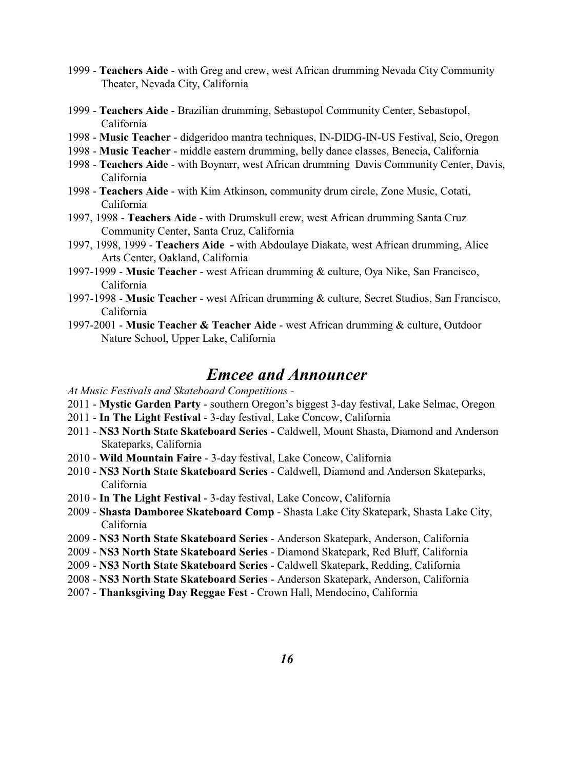1999 - **Teachers Aide** - with Greg and crew, west African drumming Nevada City Community Theater, Nevada City, California

1999 - **Teachers Aide** - Brazilian drumming, Sebastopol Community Center, Sebastopol, California

1998 - **Music Teacher** - didgeridoo mantra techniques, IN-DIDG-IN-US Festival, Scio, Oregon

1998 - **Music Teacher** - middle eastern drumming, belly dance classes, Benecia, California

1998 - **Teachers Aide** - with Boynarr, west African drumming Davis Community Center, Davis, California

1998 - **Teachers Aide** - with Kim Atkinson, community drum circle, Zone Music, Cotati, California

1997, 1998 - **Teachers Aide** - with Drumskull crew, west African drumming Santa Cruz Community Center, Santa Cruz, California

1997, 1998, 1999 - **Teachers Aide -** with Abdoulaye Diakate, west African drumming, Alice Arts Center, Oakland, California

1997-1999 - **Music Teacher** - west African drumming & culture, Oya Nike, San Francisco, California

1997-1998 - **Music Teacher** - west African drumming & culture, Secret Studios, San Francisco, California

1997-2001 - **Music Teacher & Teacher Aide** - west African drumming & culture, Outdoor Nature School, Upper Lake, California

## *Emcee and Announcer*

*At Music Festivals and Skateboard Competitions -*

2011 - **Mystic Garden Party** - southern Oregon's biggest 3-day festival, Lake Selmac, Oregon

2011 - **In The Light Festival** - 3-day festival, Lake Concow, California

2011 - **NS3 North State Skateboard Series** - Caldwell, Mount Shasta, Diamond and Anderson Skateparks, California

2010 - **Wild Mountain Faire** - 3-day festival, Lake Concow, California

2010 - **NS3 North State Skateboard Series** - Caldwell, Diamond and Anderson Skateparks, California

2010 - **In The Light Festival** - 3-day festival, Lake Concow, California

2009 - **Shasta Damboree Skateboard Comp** - Shasta Lake City Skatepark, Shasta Lake City, California

2009 - **NS3 North State Skateboard Series** - Anderson Skatepark, Anderson, California

2009 - **NS3 North State Skateboard Series** - Diamond Skatepark, Red Bluff, California

2009 - **NS3 North State Skateboard Series** - Caldwell Skatepark, Redding, California

2008 - **NS3 North State Skateboard Series** - Anderson Skatepark, Anderson, California

2007 - **Thanksgiving Day Reggae Fest** - Crown Hall, Mendocino, California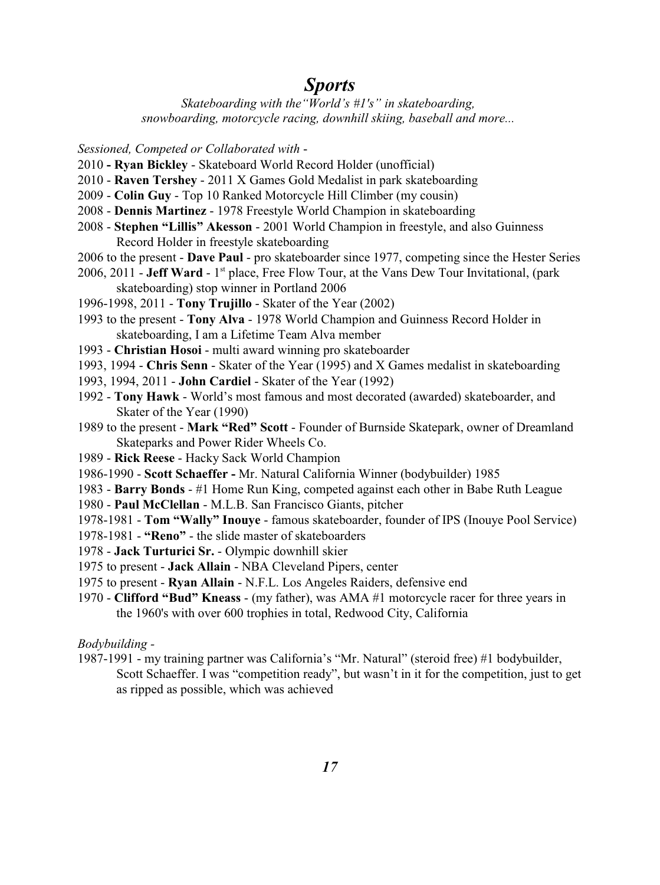# *Sports*

*Skateboarding with the"World's #1's" in skateboarding, snowboarding, motorcycle racing, downhill skiing, baseball and more...*

*Sessioned, Competed or Collaborated with -*

2010 **- Ryan Bickley** - Skateboard World Record Holder (unofficial)
2010 - **Raven Tershey** - 2011 X Games Gold Medalist in park skateboarding
2009 - **Colin Guy** - Top 10 Ranked Motorcycle Hill Climber (my cousin)
2008 - **Dennis Martinez** - 1978 Freestyle World Champion in skateboarding
2008 - **Stephen "Lillis" Akesson** - 2001 World Champion in freestyle, and also Guinness Record Holder in freestyle skateboarding
2006 to the present - **Dave Paul** - pro skateboarder since 1977, competing since the Hester Series
2006, 2011 - **Jeff Ward** - 1st place, Free Flow Tour, at the Vans Dew Tour Invitational, (park skateboarding) stop winner in Portland 2006
1996-1998, 2011 - **Tony Trujillo** - Skater of the Year (2002)
1993 to the present - **Tony Alva** - 1978 World Champion and Guinness Record Holder in skateboarding, I am a Lifetime Team Alva member
1993 - **Christian Hosoi** - multi award winning pro skateboarder
1993, 1994 - **Chris Senn** - Skater of the Year (1995) and X Games medalist in skateboarding
1993, 1994, 2011 - **John Cardiel** - Skater of the Year (1992)
1992 - **Tony Hawk** - World's most famous and most decorated (awarded) skateboarder, and Skater of the Year (1990)
1989 to the present - **Mark "Red" Scott** - Founder of Burnside Skatepark, owner of Dreamland Skateparks and Power Rider Wheels Co.
1989 - **Rick Reese** - Hacky Sack World Champion
1986-1990 - **Scott Schaeffer -** Mr. Natural California Winner (bodybuilder) 1985
1983 - **Barry Bonds** - #1 Home Run King, competed against each other in Babe Ruth League
1980 - **Paul McClellan** - M.L.B. San Francisco Giants, pitcher
1978-1981 - **Tom "Wally" Inouye** - famous skateboarder, founder of IPS (Inouye Pool Service)
1978-1981 - **"Reno"** - the slide master of skateboarders
1978 - **Jack Turturici Sr.** - Olympic downhill skier
1975 to present - **Jack Allain** - NBA Cleveland Pipers, center
1975 to present - **Ryan Allain** - N.F.L. Los Angeles Raiders, defensive end
1970 - **Clifford "Bud" Kneass** - (my father), was AMA #1 motorcycle racer for three years in the 1960's with over 600 trophies in total, Redwood City, California

*Bodybuilding -*

1987-1991 - my training partner was California's "Mr. Natural" (steroid free) #1 bodybuilder, Scott Schaeffer. I was "competition ready", but wasn't in it for the competition, just to get as ripped as possible, which was achieved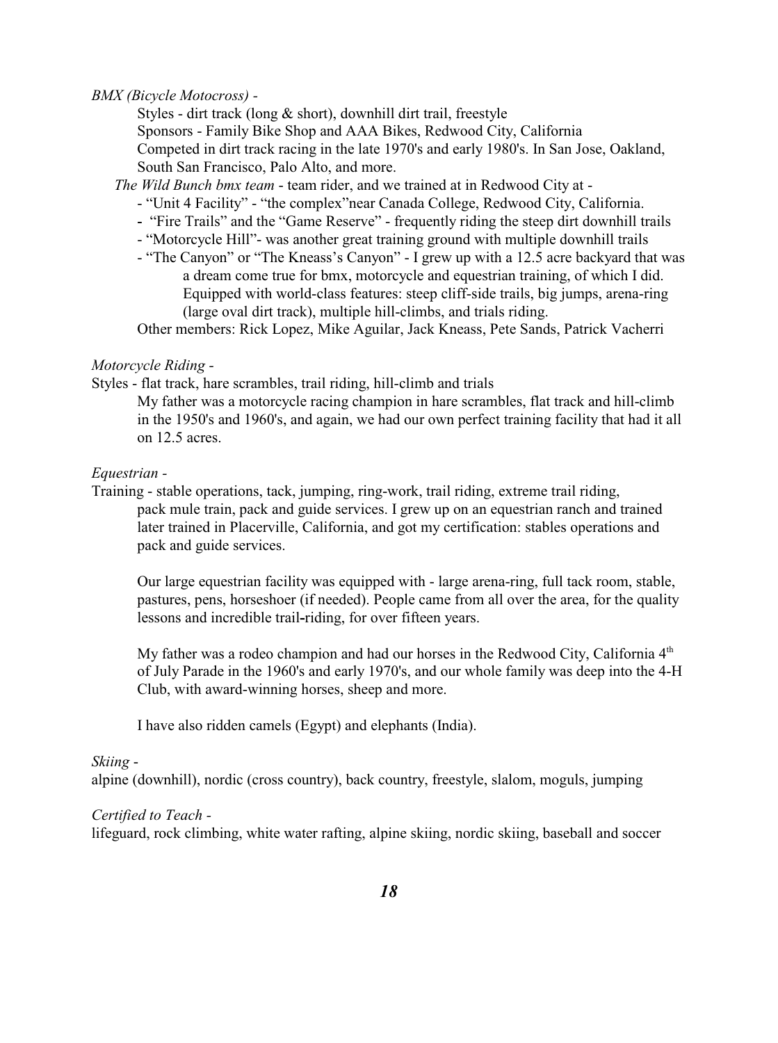*BMX (Bicycle Motocross) -*

Styles - dirt track (long & short), downhill dirt trail, freestyle
Sponsors - Family Bike Shop and AAA Bikes, Redwood City, California
Competed in dirt track racing in the late 1970's and early 1980's. In San Jose, Oakland, South San Francisco, Palo Alto, and more.

*The Wild Bunch bmx team* - team rider, and we trained at in Redwood City at -

- "Unit 4 Facility" - "the complex"near Canada College, Redwood City, California.
- "Fire Trails" and the "Game Reserve" - frequently riding the steep dirt downhill trails
- "Motorcycle Hill"- was another great training ground with multiple downhill trails
- "The Canyon" or "The Kneass's Canyon" - I grew up with a 12.5 acre backyard that was a dream come true for bmx, motorcycle and equestrian training, of which I did. Equipped with world-class features: steep cliff-side trails, big jumps, arena-ring (large oval dirt track), multiple hill-climbs, and trials riding.

Other members: Rick Lopez, Mike Aguilar, Jack Kneass, Pete Sands, Patrick Vacherri

*Motorcycle Riding -*

Styles - flat track, hare scrambles, trail riding, hill-climb and trials

My father was a motorcycle racing champion in hare scrambles, flat track and hill-climb in the 1950's and 1960's, and again, we had our own perfect training facility that had it all on 12.5 acres.

*Equestrian -*

Training - stable operations, tack, jumping, ring-work, trail riding, extreme trail riding, pack mule train, pack and guide services. I grew up on an equestrian ranch and trained later trained in Placerville, California, and got my certification: stables operations and pack and guide services.

Our large equestrian facility was equipped with - large arena-ring, full tack room, stable, pastures, pens, horseshoer (if needed). People came from all over the area, for the quality lessons and incredible trail-riding, for over fifteen years.

My father was a rodeo champion and had our horses in the Redwood City, California 4th of July Parade in the 1960's and early 1970's, and our whole family was deep into the 4-H Club, with award-winning horses, sheep and more.

I have also ridden camels (Egypt) and elephants (India).

*Skiing -*

alpine (downhill), nordic (cross country), back country, freestyle, slalom, moguls, jumping

*Certified to Teach -*

lifeguard, rock climbing, white water rafting, alpine skiing, nordic skiing, baseball and soccer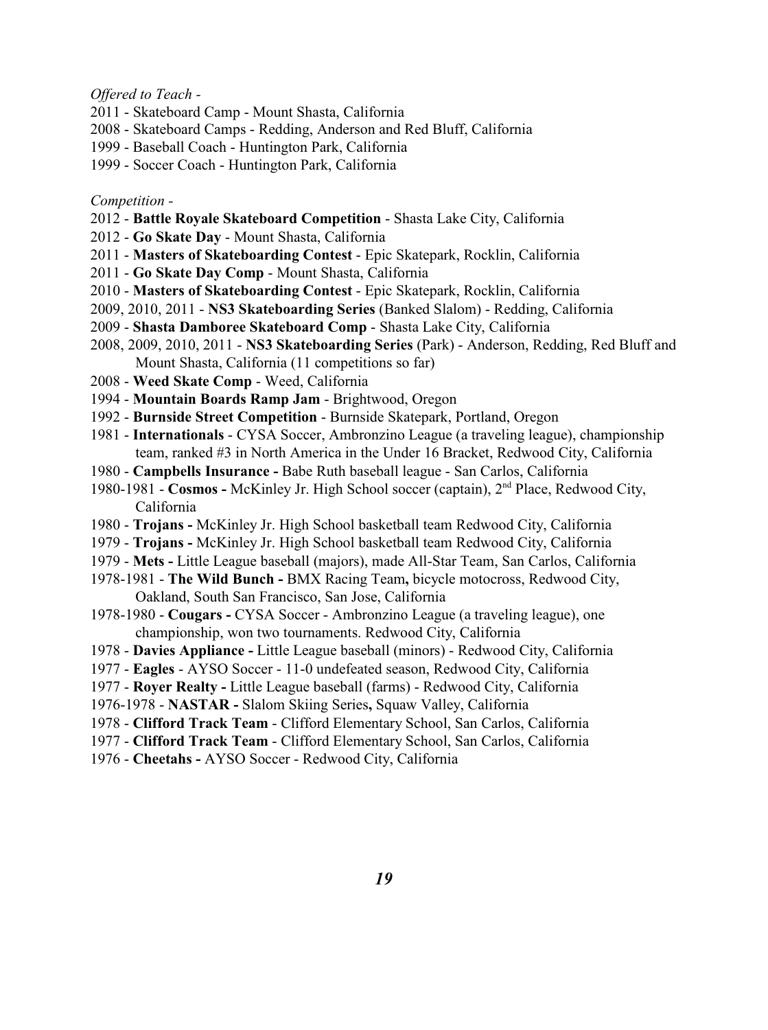*Offered to Teach -*

2011 - Skateboard Camp - Mount Shasta, California
2008 - Skateboard Camps - Redding, Anderson and Red Bluff, California
1999 - Baseball Coach - Huntington Park, California
1999 - Soccer Coach - Huntington Park, California

*Competition -*

2012 - **Battle Royale Skateboard Competition** - Shasta Lake City, California
2012 - **Go Skate Day** - Mount Shasta, California
2011 - **Masters of Skateboarding Contest** - Epic Skatepark, Rocklin, California
2011 - **Go Skate Day Comp** - Mount Shasta, California
2010 - **Masters of Skateboarding Contest** - Epic Skatepark, Rocklin, California
2009, 2010, 2011 - **NS3 Skateboarding Series** (Banked Slalom) - Redding, California
2009 - **Shasta Damboree Skateboard Comp** - Shasta Lake City, California
2008, 2009, 2010, 2011 - **NS3 Skateboarding Series** (Park) - Anderson, Redding, Red Bluff and Mount Shasta, California (11 competitions so far)
2008 - **Weed Skate Comp** - Weed, California
1994 - **Mountain Boards Ramp Jam** - Brightwood, Oregon
1992 - **Burnside Street Competition** - Burnside Skatepark, Portland, Oregon
1981 - **Internationals** - CYSA Soccer, Ambronzino League (a traveling league), championship team, ranked #3 in North America in the Under 16 Bracket, Redwood City, California
1980 - **Campbells Insurance -** Babe Ruth baseball league - San Carlos, California
1980-1981 - **Cosmos -** McKinley Jr. High School soccer (captain), 2nd Place, Redwood City, California
1980 - **Trojans -** McKinley Jr. High School basketball team Redwood City, California
1979 - **Trojans -** McKinley Jr. High School basketball team Redwood City, California
1979 - **Mets -** Little League baseball (majors), made All-Star Team, San Carlos, California
1978-1981 - **The Wild Bunch -** BMX Racing Team**,** bicycle motocross, Redwood City, Oakland, South San Francisco, San Jose, California
1978-1980 - **Cougars -** CYSA Soccer - Ambronzino League (a traveling league), one championship, won two tournaments. Redwood City, California
1978 - **Davies Appliance -** Little League baseball (minors) - Redwood City, California
1977 - **Eagles** - AYSO Soccer - 11-0 undefeated season, Redwood City, California
1977 - **Royer Realty -** Little League baseball (farms) - Redwood City, California
1976-1978 - **NASTAR -** Slalom Skiing Series**,** Squaw Valley, California
1978 - **Clifford Track Team** - Clifford Elementary School, San Carlos, California
1977 - **Clifford Track Team** - Clifford Elementary School, San Carlos, California
1976 - **Cheetahs -** AYSO Soccer - Redwood City, California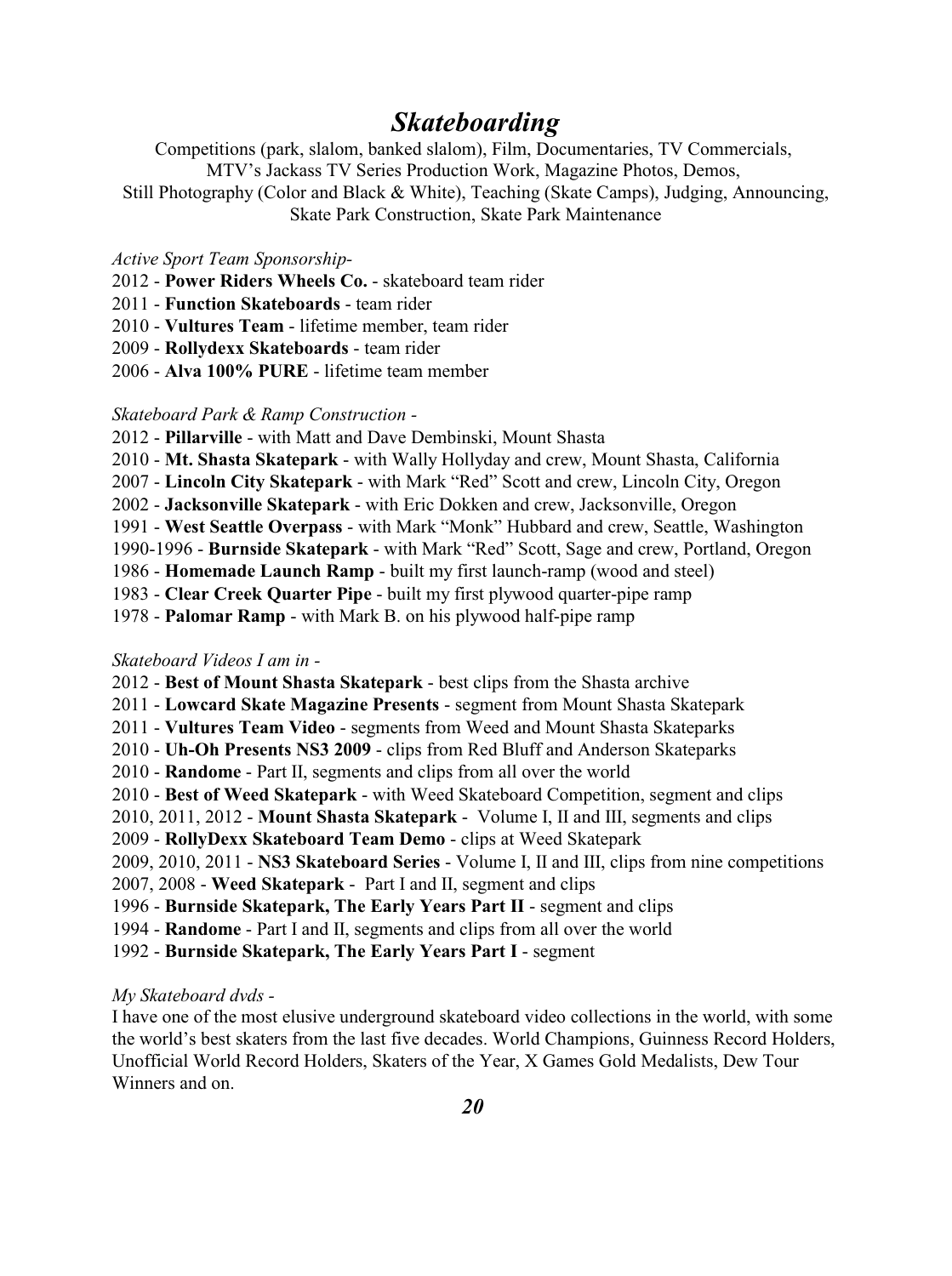# *Skateboarding*

Competitions (park, slalom, banked slalom), Film, Documentaries, TV Commercials, MTV's Jackass TV Series Production Work, Magazine Photos, Demos, Still Photography (Color and Black & White), Teaching (Skate Camps), Judging, Announcing, Skate Park Construction, Skate Park Maintenance

*Active Sport Team Sponsorship-*

2012 - **Power Riders Wheels Co.** - skateboard team rider
2011 - **Function Skateboards** - team rider
2010 - **Vultures Team** - lifetime member, team rider
2009 - **Rollydexx Skateboards** - team rider
2006 - **Alva 100% PURE** - lifetime team member

*Skateboard Park & Ramp Construction -*

2012 - **Pillarville** - with Matt and Dave Dembinski, Mount Shasta
2010 - **Mt. Shasta Skatepark** - with Wally Hollyday and crew, Mount Shasta, California
2007 - **Lincoln City Skatepark** - with Mark "Red" Scott and crew, Lincoln City, Oregon
2002 - **Jacksonville Skatepark** - with Eric Dokken and crew, Jacksonville, Oregon
1991 - **West Seattle Overpass** - with Mark "Monk" Hubbard and crew, Seattle, Washington
1990-1996 - **Burnside Skatepark** - with Mark "Red" Scott, Sage and crew, Portland, Oregon
1986 - **Homemade Launch Ramp** - built my first launch-ramp (wood and steel)
1983 - **Clear Creek Quarter Pipe** - built my first plywood quarter-pipe ramp
1978 - **Palomar Ramp** - with Mark B. on his plywood half-pipe ramp

*Skateboard Videos I am in -*

2012 - **Best of Mount Shasta Skatepark** - best clips from the Shasta archive
2011 - **Lowcard Skate Magazine Presents** - segment from Mount Shasta Skatepark
2011 - **Vultures Team Video** - segments from Weed and Mount Shasta Skateparks
2010 - **Uh-Oh Presents NS3 2009** - clips from Red Bluff and Anderson Skateparks
2010 - **Randome** - Part II, segments and clips from all over the world
2010 - **Best of Weed Skatepark** - with Weed Skateboard Competition, segment and clips
2010, 2011, 2012 - **Mount Shasta Skatepark** - Volume I, II and III, segments and clips
2009 - **RollyDexx Skateboard Team Demo** - clips at Weed Skatepark
2009, 2010, 2011 - **NS3 Skateboard Series** - Volume I, II and III, clips from nine competitions
2007, 2008 - **Weed Skatepark** - Part I and II, segment and clips
1996 - **Burnside Skatepark, The Early Years Part II** - segment and clips
1994 - **Randome** - Part I and II, segments and clips from all over the world
1992 - **Burnside Skatepark, The Early Years Part I** - segment

*My Skateboard dvds -*

I have one of the most elusive underground skateboard video collections in the world, with some the world's best skaters from the last five decades. World Champions, Guinness Record Holders, Unofficial World Record Holders, Skaters of the Year, X Games Gold Medalists, Dew Tour Winners and on.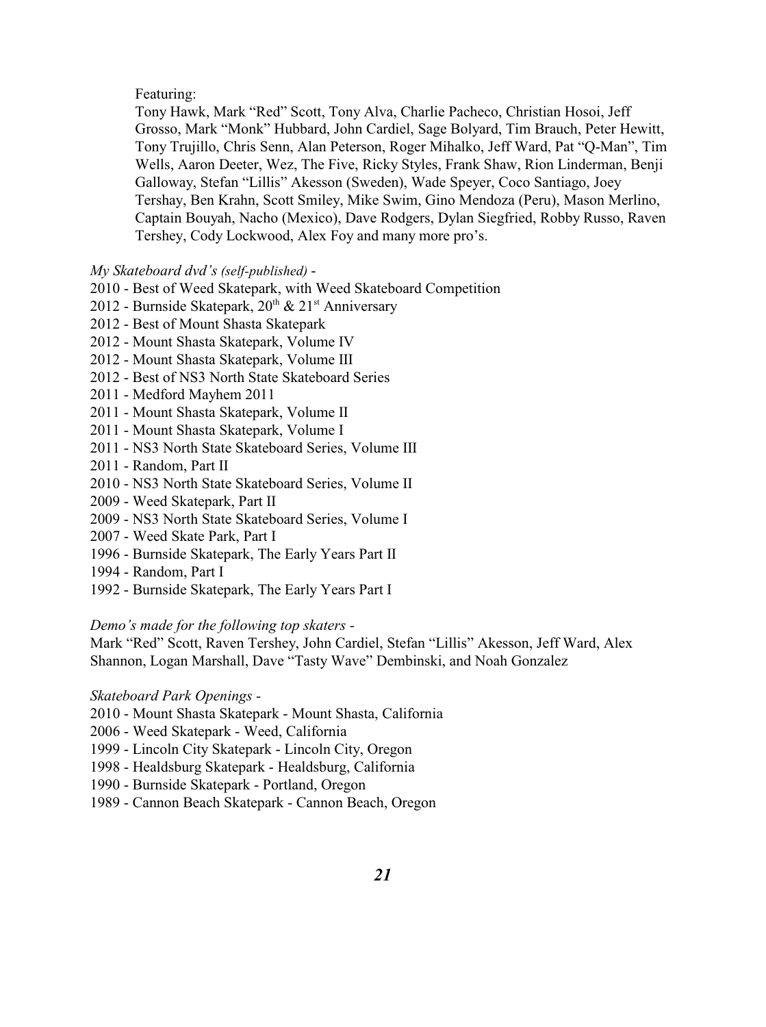Featuring:
Tony Hawk, Mark "Red" Scott, Tony Alva, Charlie Pacheco, Christian Hosoi, Jeff Grosso, Mark "Monk" Hubbard, John Cardiel, Sage Bolyard, Tim Brauch, Peter Hewitt, Tony Trujillo, Chris Senn, Alan Peterson, Roger Mihalko, Jeff Ward, Pat "Q-Man", Tim Wells, Aaron Deeter, Wez, The Five, Ricky Styles, Frank Shaw, Rion Linderman, Benji Galloway, Stefan "Lillis" Akesson (Sweden), Wade Speyer, Coco Santiago, Joey Tershay, Ben Krahn, Scott Smiley, Mike Swim, Gino Mendoza (Peru), Mason Merlino, Captain Bouyah, Nacho (Mexico), Dave Rodgers, Dylan Siegfried, Robby Russo, Raven Tershey, Cody Lockwood, Alex Foy and many more pro's.

*My Skateboard dvd's (self-published) -*

2010 - Best of Weed Skatepark, with Weed Skateboard Competition
2012 - Burnside Skatepark, 20th & 21st Anniversary
2012 - Best of Mount Shasta Skatepark
2012 - Mount Shasta Skatepark, Volume IV
2012 - Mount Shasta Skatepark, Volume III
2012 - Best of NS3 North State Skateboard Series
2011 - Medford Mayhem 2011
2011 - Mount Shasta Skatepark, Volume II
2011 - Mount Shasta Skatepark, Volume I
2011 - NS3 North State Skateboard Series, Volume III
2011 - Random, Part II
2010 - NS3 North State Skateboard Series, Volume II
2009 - Weed Skatepark, Part II
2009 - NS3 North State Skateboard Series, Volume I
2007 - Weed Skate Park, Part I
1996 - Burnside Skatepark, The Early Years Part II
1994 - Random, Part I
1992 - Burnside Skatepark, The Early Years Part I

*Demo's made for the following top skaters -*

Mark "Red" Scott, Raven Tershey, John Cardiel, Stefan "Lillis" Akesson, Jeff Ward, Alex Shannon, Logan Marshall, Dave "Tasty Wave" Dembinski, and Noah Gonzalez

*Skateboard Park Openings -*

2010 - Mount Shasta Skatepark - Mount Shasta, California
2006 - Weed Skatepark - Weed, California
1999 - Lincoln City Skatepark - Lincoln City, Oregon
1998 - Healdsburg Skatepark - Healdsburg, California
1990 - Burnside Skatepark - Portland, Oregon
1989 - Cannon Beach Skatepark - Cannon Beach, Oregon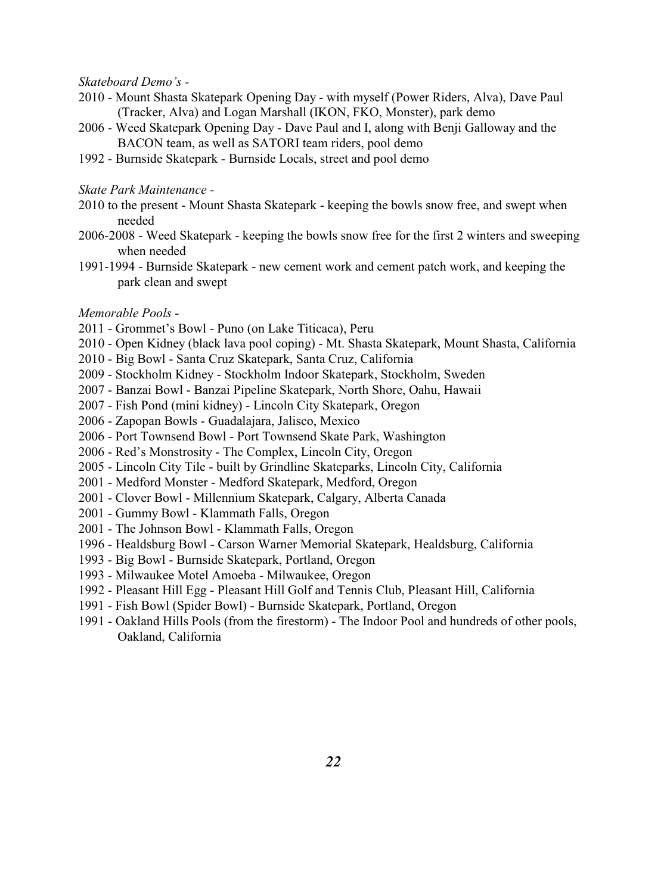*Skateboard Demo's -*

2010 - Mount Shasta Skatepark Opening Day - with myself (Power Riders, Alva), Dave Paul (Tracker, Alva) and Logan Marshall (IKON, FKO, Monster), park demo
2006 - Weed Skatepark Opening Day - Dave Paul and I, along with Benji Galloway and the BACON team, as well as SATORI team riders, pool demo
1992 - Burnside Skatepark - Burnside Locals, street and pool demo

*Skate Park Maintenance -*

2010 to the present - Mount Shasta Skatepark - keeping the bowls snow free, and swept when needed
2006-2008 - Weed Skatepark - keeping the bowls snow free for the first 2 winters and sweeping when needed
1991-1994 - Burnside Skatepark - new cement work and cement patch work, and keeping the park clean and swept

*Memorable Pools -*

2011 - Grommet's Bowl - Puno (on Lake Titicaca), Peru
2010 - Open Kidney (black lava pool coping) - Mt. Shasta Skatepark, Mount Shasta, California
2010 - Big Bowl - Santa Cruz Skatepark, Santa Cruz, California
2009 - Stockholm Kidney - Stockholm Indoor Skatepark, Stockholm, Sweden
2007 - Banzai Bowl - Banzai Pipeline Skatepark, North Shore, Oahu, Hawaii
2007 - Fish Pond (mini kidney) - Lincoln City Skatepark, Oregon
2006 - Zapopan Bowls - Guadalajara, Jalisco, Mexico
2006 - Port Townsend Bowl - Port Townsend Skate Park, Washington
2006 - Red's Monstrosity - The Complex, Lincoln City, Oregon
2005 - Lincoln City Tile - built by Grindline Skateparks, Lincoln City, California
2001 - Medford Monster - Medford Skatepark, Medford, Oregon
2001 - Clover Bowl - Millennium Skatepark, Calgary, Alberta Canada
2001 - Gummy Bowl - Klammath Falls, Oregon
2001 - The Johnson Bowl - Klammath Falls, Oregon
1996 - Healdsburg Bowl - Carson Warner Memorial Skatepark, Healdsburg, California
1993 - Big Bowl - Burnside Skatepark, Portland, Oregon
1993 - Milwaukee Motel Amoeba - Milwaukee, Oregon
1992 - Pleasant Hill Egg - Pleasant Hill Golf and Tennis Club, Pleasant Hill, California
1991 - Fish Bowl (Spider Bowl) - Burnside Skatepark, Portland, Oregon
1991 - Oakland Hills Pools (from the firestorm) - The Indoor Pool and hundreds of other pools, Oakland, California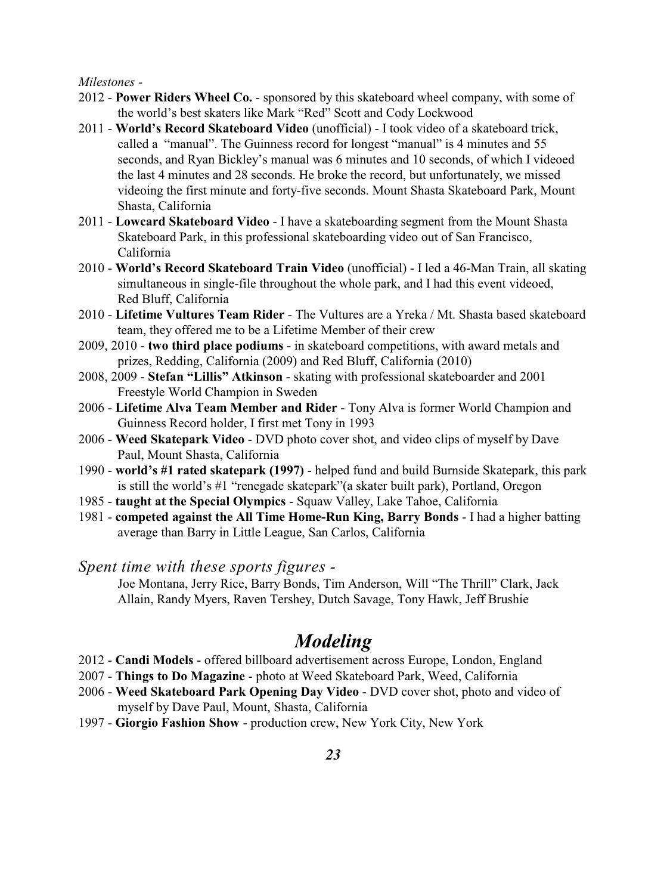*Milestones -*

2012 - **Power Riders Wheel Co.** - sponsored by this skateboard wheel company, with some of the world's best skaters like Mark "Red" Scott and Cody Lockwood

2011 - **World's Record Skateboard Video** (unofficial) - I took video of a skateboard trick, called a "manual". The Guinness record for longest "manual" is 4 minutes and 55 seconds, and Ryan Bickley's manual was 6 minutes and 10 seconds, of which I videoed the last 4 minutes and 28 seconds. He broke the record, but unfortunately, we missed videoing the first minute and forty-five seconds. Mount Shasta Skateboard Park, Mount Shasta, California

2011 - **Lowcard Skateboard Video** - I have a skateboarding segment from the Mount Shasta Skateboard Park, in this professional skateboarding video out of San Francisco, California

2010 - **World's Record Skateboard Train Video** (unofficial) - I led a 46-Man Train, all skating simultaneous in single-file throughout the whole park, and I had this event videoed, Red Bluff, California

2010 - **Lifetime Vultures Team Rider** - The Vultures are a Yreka / Mt. Shasta based skateboard team, they offered me to be a Lifetime Member of their crew

2009, 2010 - **two third place podiums** - in skateboard competitions, with award metals and prizes, Redding, California (2009) and Red Bluff, California (2010)

2008, 2009 - **Stefan "Lillis" Atkinson** - skating with professional skateboarder and 2001 Freestyle World Champion in Sweden

2006 - **Lifetime Alva Team Member and Rider** - Tony Alva is former World Champion and Guinness Record holder, I first met Tony in 1993

2006 - **Weed Skatepark Video** - DVD photo cover shot, and video clips of myself by Dave Paul, Mount Shasta, California

1990 - **world's #1 rated skatepark (1997)** - helped fund and build Burnside Skatepark, this park is still the world's #1 "renegade skatepark"(a skater built park), Portland, Oregon

1985 - **taught at the Special Olympics** - Squaw Valley, Lake Tahoe, California

1981 - **competed against the All Time Home-Run King, Barry Bonds** - I had a higher batting average than Barry in Little League, San Carlos, California

*Spent time with these sports figures -*

Joe Montana, Jerry Rice, Barry Bonds, Tim Anderson, Will "The Thrill" Clark, Jack Allain, Randy Myers, Raven Tershey, Dutch Savage, Tony Hawk, Jeff Brushie

## *Modeling*

2012 - **Candi Models** - offered billboard advertisement across Europe, London, England

2007 - **Things to Do Magazine** - photo at Weed Skateboard Park, Weed, California

2006 - **Weed Skateboard Park Opening Day Video** - DVD cover shot, photo and video of myself by Dave Paul, Mount, Shasta, California

1997 - **Giorgio Fashion Show** - production crew, New York City, New York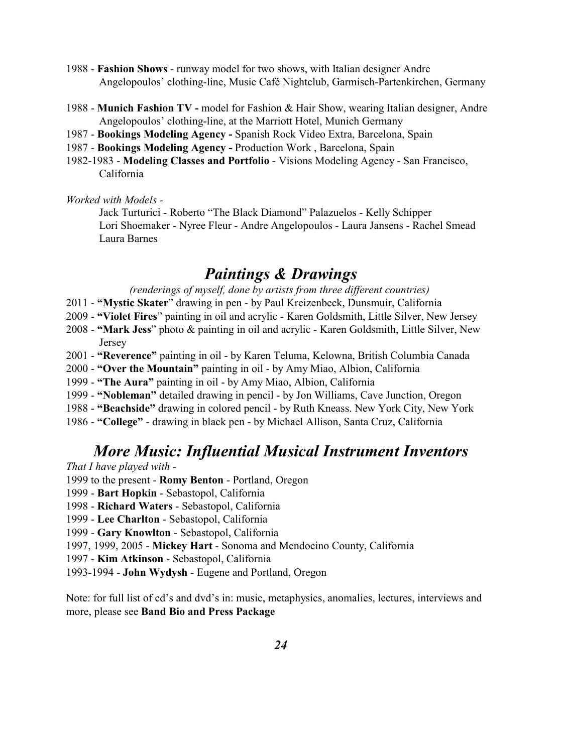1988 - **Fashion Shows** - runway model for two shows, with Italian designer Andre Angelopoulos' clothing-line, Music Café Nightclub, Garmisch-Partenkirchen, Germany

1988 - **Munich Fashion TV -** model for Fashion & Hair Show, wearing Italian designer, Andre Angelopoulos' clothing-line, at the Marriott Hotel, Munich Germany

1987 - **Bookings Modeling Agency -** Spanish Rock Video Extra, Barcelona, Spain

1987 - **Bookings Modeling Agency -** Production Work , Barcelona, Spain

1982-1983 - **Modeling Classes and Portfolio** - Visions Modeling Agency - San Francisco, California

*Worked with Models -*

Jack Turturici - Roberto "The Black Diamond" Palazuelos - Kelly Schipper
Lori Shoemaker - Nyree Fleur - Andre Angelopoulos - Laura Jansens - Rachel Smead
Laura Barnes

## *Paintings & Drawings*

*(renderings of myself, done by artists from three different countries)*

2011 - **"Mystic Skater**" drawing in pen - by Paul Kreizenbeck, Dunsmuir, California

2009 - **"Violet Fires**" painting in oil and acrylic - Karen Goldsmith, Little Silver, New Jersey

2008 - **"Mark Jess**" photo & painting in oil and acrylic - Karen Goldsmith, Little Silver, New Jersey

2001 - **"Reverence"** painting in oil - by Karen Teluma, Kelowna, British Columbia Canada

2000 - **"Over the Mountain"** painting in oil - by Amy Miao, Albion, California

1999 - **"The Aura"** painting in oil - by Amy Miao, Albion, California

1999 - **"Nobleman"** detailed drawing in pencil - by Jon Williams, Cave Junction, Oregon

1988 - **"Beachside"** drawing in colored pencil - by Ruth Kneass. New York City, New York

1986 - **"College"** - drawing in black pen - by Michael Allison, Santa Cruz, California

## *More Music: Influential Musical Instrument Inventors*

*That I have played with -*

1999 to the present - **Romy Benton** - Portland, Oregon

1999 - **Bart Hopkin** - Sebastopol, California

1998 - **Richard Waters** - Sebastopol, California

1999 - **Lee Charlton** - Sebastopol, California

1999 - **Gary Knowlton** - Sebastopol, California

1997, 1999, 2005 - **Mickey Hart** - Sonoma and Mendocino County, California

1997 - **Kim Atkinson** - Sebastopol, California

1993-1994 - **John Wydysh** - Eugene and Portland, Oregon

Note: for full list of cd's and dvd's in: music, metaphysics, anomalies, lectures, interviews and more, please see **Band Bio and Press Package**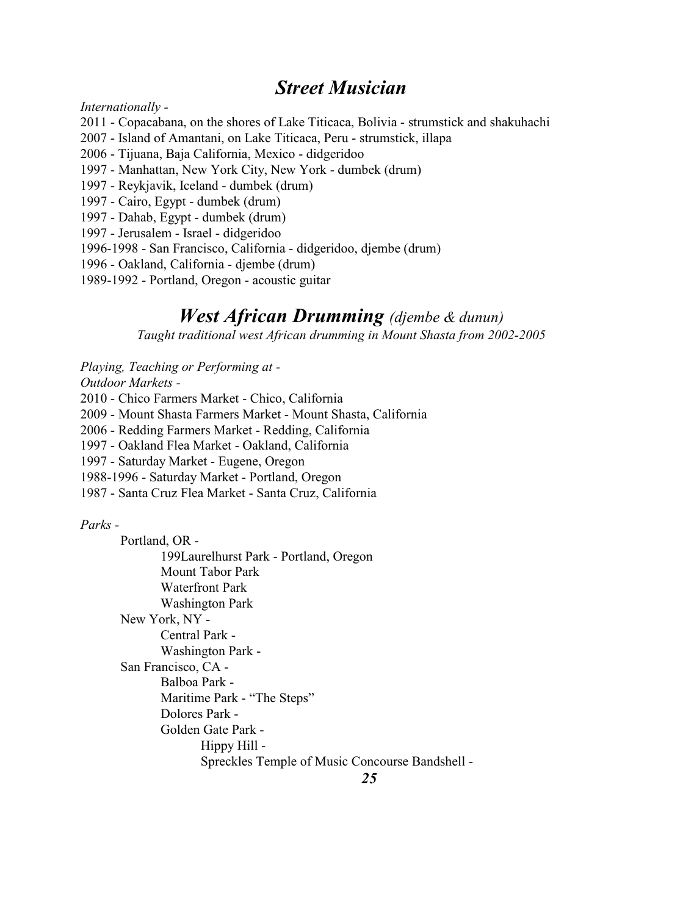## *Street Musician*

*Internationally -*

2011 - Copacabana, on the shores of Lake Titicaca, Bolivia - strumstick and shakuhachi
2007 - Island of Amantani, on Lake Titicaca, Peru - strumstick, illapa
2006 - Tijuana, Baja California, Mexico - didgeridoo
1997 - Manhattan, New York City, New York - dumbek (drum)
1997 - Reykjavik, Iceland - dumbek (drum)
1997 - Cairo, Egypt - dumbek (drum)
1997 - Dahab, Egypt - dumbek (drum)
1997 - Jerusalem - Israel - didgeridoo
1996-1998 - San Francisco, California - didgeridoo, djembe (drum)
1996 - Oakland, California - djembe (drum)
1989-1992 - Portland, Oregon - acoustic guitar

## *West African Drumming (djembe & dunun)*

*Taught traditional west African drumming in Mount Shasta from 2002-2005*

*Playing, Teaching or Performing at -*

*Outdoor Markets -*

2010 - Chico Farmers Market - Chico, California
2009 - Mount Shasta Farmers Market - Mount Shasta, California
2006 - Redding Farmers Market - Redding, California
1997 - Oakland Flea Market - Oakland, California
1997 - Saturday Market - Eugene, Oregon
1988-1996 - Saturday Market - Portland, Oregon
1987 - Santa Cruz Flea Market - Santa Cruz, California

*Parks -*

- Portland, OR -
  - 199Laurelhurst Park - Portland, Oregon
  - Mount Tabor Park
  - Waterfront Park
  - Washington Park
- New York, NY -
  - Central Park -
  - Washington Park -
- San Francisco, CA -
  - Balboa Park -
  - Maritime Park - "The Steps"
  - Dolores Park -
  - Golden Gate Park -
    - Hippy Hill -
    - Spreckles Temple of Music Concourse Bandshell -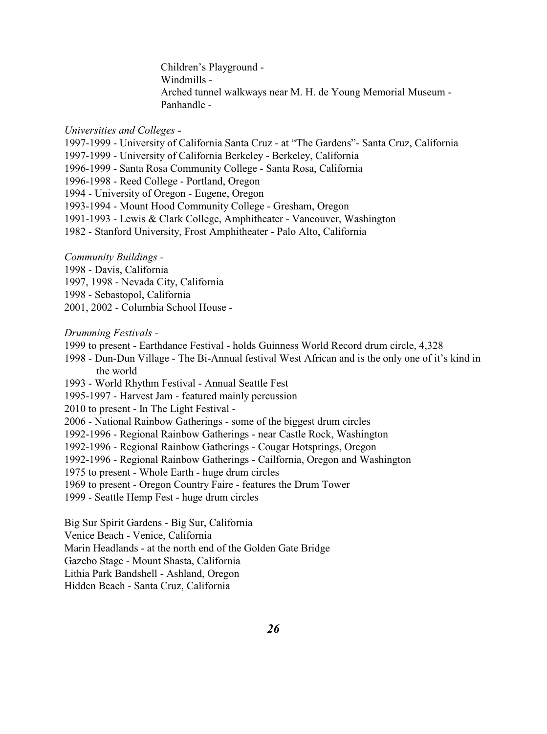Children's Playground -
Windmills -
Arched tunnel walkways near M. H. de Young Memorial Museum -
Panhandle -

*Universities and Colleges -*

1997-1999 - University of California Santa Cruz - at "The Gardens"- Santa Cruz, California
1997-1999 - University of California Berkeley - Berkeley, California
1996-1999 - Santa Rosa Community College - Santa Rosa, California
1996-1998 - Reed College - Portland, Oregon
1994 - University of Oregon - Eugene, Oregon
1993-1994 - Mount Hood Community College - Gresham, Oregon
1991-1993 - Lewis & Clark College, Amphitheater - Vancouver, Washington
1982 - Stanford University, Frost Amphitheater - Palo Alto, California

*Community Buildings -*

1998 - Davis, California
1997, 1998 - Nevada City, California
1998 - Sebastopol, California
2001, 2002 - Columbia School House -

*Drumming Festivals -*

1999 to present - Earthdance Festival - holds Guinness World Record drum circle, 4,328
1998 - Dun-Dun Village - The Bi-Annual festival West African and is the only one of it's kind in the world
1993 - World Rhythm Festival - Annual Seattle Fest
1995-1997 - Harvest Jam - featured mainly percussion
2010 to present - In The Light Festival -
2006 - National Rainbow Gatherings - some of the biggest drum circles
1992-1996 - Regional Rainbow Gatherings - near Castle Rock, Washington
1992-1996 - Regional Rainbow Gatherings - Cougar Hotsprings, Oregon
1992-1996 - Regional Rainbow Gatherings - Cailfornia, Oregon and Washington
1975 to present - Whole Earth - huge drum circles
1969 to present - Oregon Country Faire - features the Drum Tower
1999 - Seattle Hemp Fest - huge drum circles

Big Sur Spirit Gardens - Big Sur, California
Venice Beach - Venice, California
Marin Headlands - at the north end of the Golden Gate Bridge
Gazebo Stage - Mount Shasta, California
Lithia Park Bandshell - Ashland, Oregon
Hidden Beach - Santa Cruz, California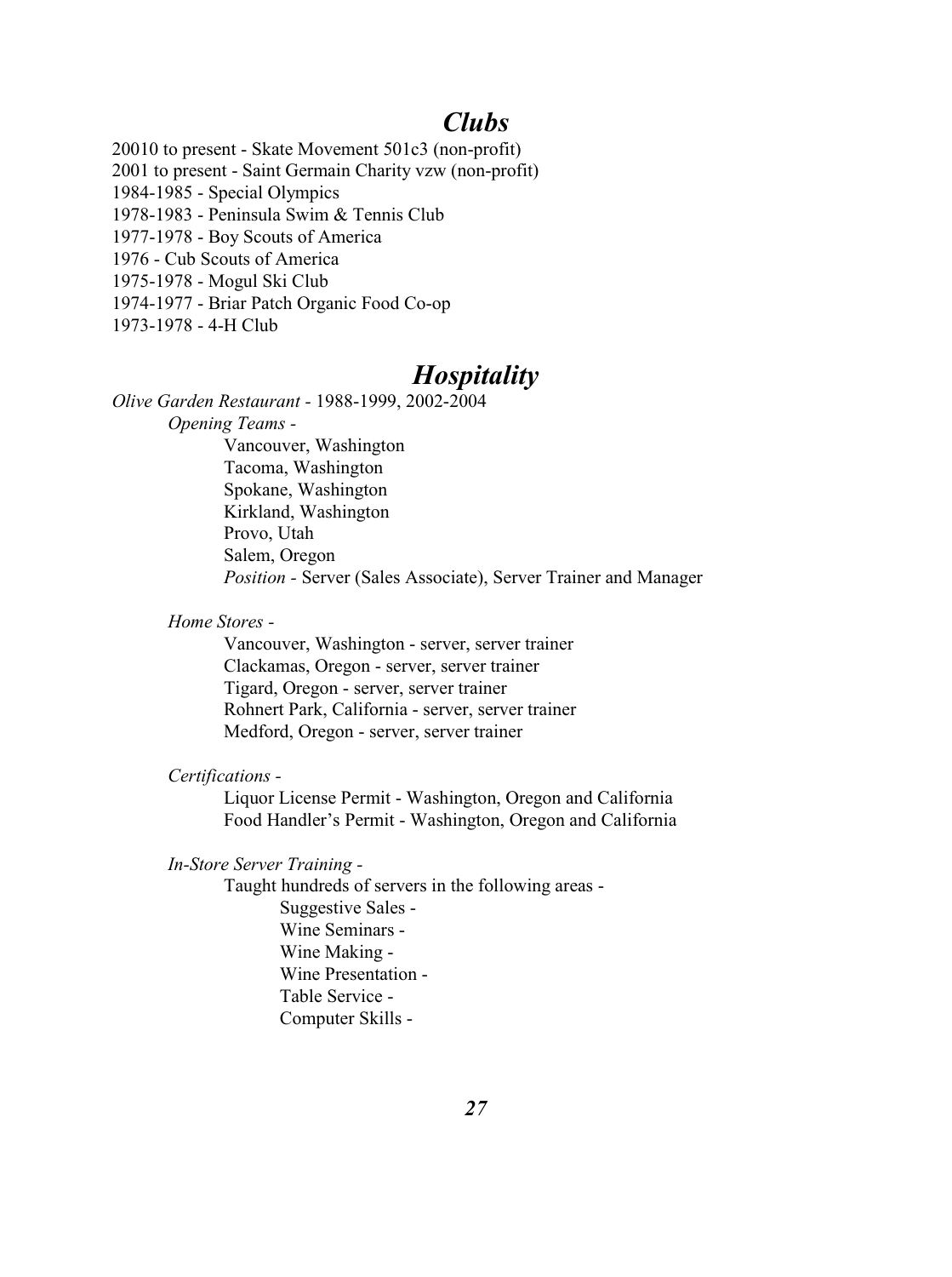## *Clubs*

20010 to present - Skate Movement 501c3 (non-profit)
2001 to present - Saint Germain Charity vzw (non-profit)
1984-1985 - Special Olympics
1978-1983 - Peninsula Swim & Tennis Club
1977-1978 - Boy Scouts of America
1976 - Cub Scouts of America
1975-1978 - Mogul Ski Club
1974-1977 - Briar Patch Organic Food Co-op
1973-1978 - 4-H Club

## *Hospitality*

*Olive Garden Restaurant* - 1988-1999, 2002-2004

*Opening Teams* -

- Vancouver, Washington
- Tacoma, Washington
- Spokane, Washington
- Kirkland, Washington
- Provo, Utah
- Salem, Oregon
- *Position* - Server (Sales Associate), Server Trainer and Manager

*Home Stores* -

- Vancouver, Washington - server, server trainer
- Clackamas, Oregon - server, server trainer
- Tigard, Oregon - server, server trainer
- Rohnert Park, California - server, server trainer
- Medford, Oregon - server, server trainer

*Certifications* -

- Liquor License Permit - Washington, Oregon and California
- Food Handler's Permit - Washington, Oregon and California

*In-Store Server Training* -

Taught hundreds of servers in the following areas -

- Suggestive Sales -
- Wine Seminars -
- Wine Making -
- Wine Presentation -
- Table Service -
- Computer Skills -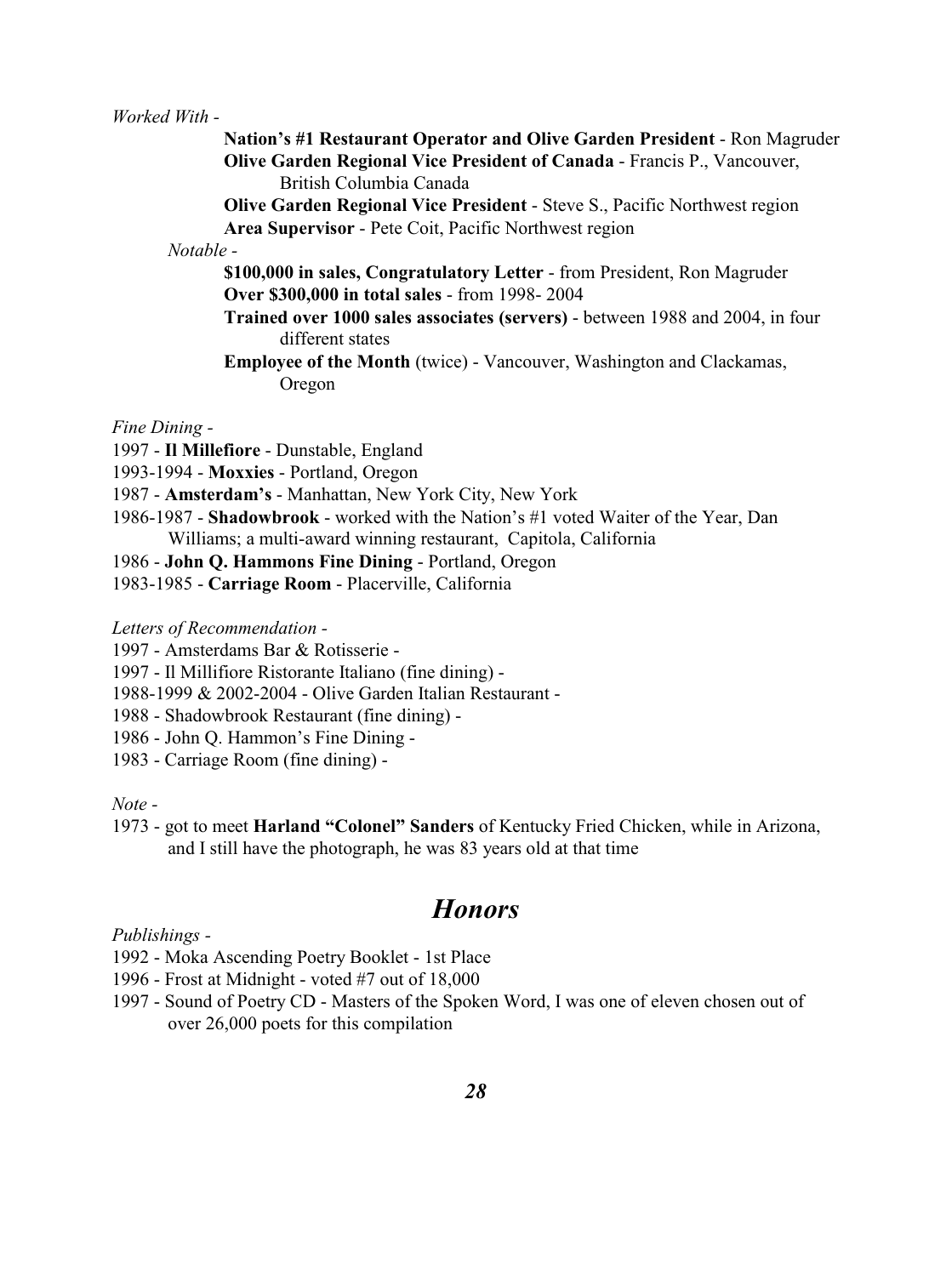*Worked With -*

**Nation's #1 Restaurant Operator and Olive Garden President** - Ron Magruder

**Olive Garden Regional Vice President of Canada** - Francis P., Vancouver, British Columbia Canada

**Olive Garden Regional Vice President** - Steve S., Pacific Northwest region

**Area Supervisor** - Pete Coit, Pacific Northwest region

*Notable -*

**$100,000 in sales, Congratulatory Letter** - from President, Ron Magruder

**Over $300,000 in total sales** - from 1998- 2004

**Trained over 1000 sales associates (servers)** - between 1988 and 2004, in four different states

**Employee of the Month** (twice) - Vancouver, Washington and Clackamas, Oregon

*Fine Dining -*

1997 - **Il Millefiore** - Dunstable, England

1993-1994 - **Moxxies** - Portland, Oregon

1987 - **Amsterdam's** - Manhattan, New York City, New York

1986-1987 - **Shadowbrook** - worked with the Nation's #1 voted Waiter of the Year, Dan Williams; a multi-award winning restaurant, Capitola, California

1986 - **John Q. Hammons Fine Dining** - Portland, Oregon

1983-1985 - **Carriage Room** - Placerville, California

*Letters of Recommendation -*

1997 - Amsterdams Bar & Rotisserie -

1997 - Il Millifiore Ristorante Italiano (fine dining) -

1988-1999 & 2002-2004 - Olive Garden Italian Restaurant -

1988 - Shadowbrook Restaurant (fine dining) -

1986 - John Q. Hammon's Fine Dining -

1983 - Carriage Room (fine dining) -

*Note -*

1973 - got to meet **Harland "Colonel" Sanders** of Kentucky Fried Chicken, while in Arizona, and I still have the photograph, he was 83 years old at that time

## *Honors*

*Publishings -*

1992 - Moka Ascending Poetry Booklet - 1st Place

1996 - Frost at Midnight - voted #7 out of 18,000

1997 - Sound of Poetry CD - Masters of the Spoken Word, I was one of eleven chosen out of over 26,000 poets for this compilation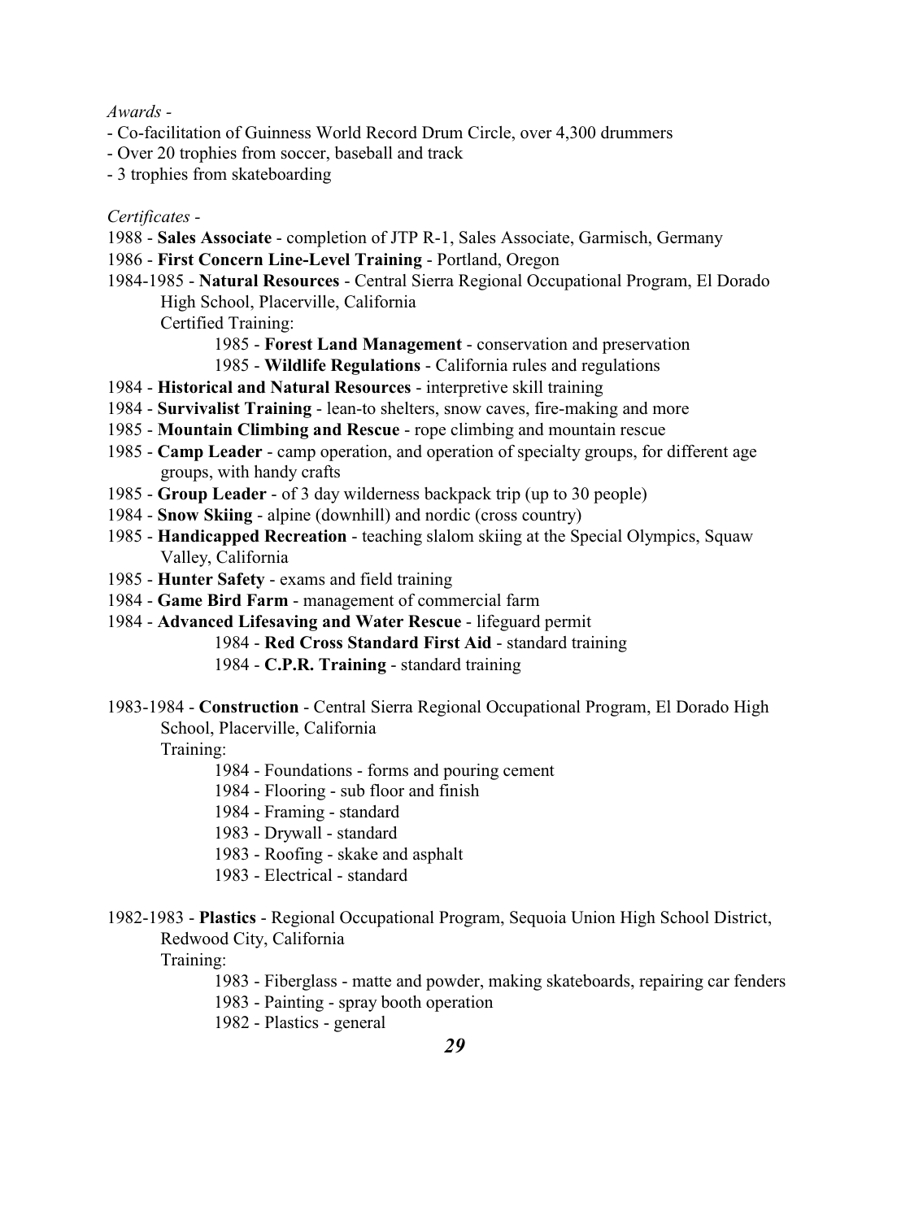*Awards -*

- Co-facilitation of Guinness World Record Drum Circle, over 4,300 drummers
- Over 20 trophies from soccer, baseball and track
- 3 trophies from skateboarding

*Certificates -*

1988 - **Sales Associate** - completion of JTP R-1, Sales Associate, Garmisch, Germany

1986 - **First Concern Line-Level Training** - Portland, Oregon

1984-1985 - **Natural Resources** - Central Sierra Regional Occupational Program, El Dorado High School, Placerville, California

Certified Training:

> 1985 - **Forest Land Management** - conservation and preservation
>
> 1985 - **Wildlife Regulations** - California rules and regulations

1984 - **Historical and Natural Resources** - interpretive skill training

1984 - **Survivalist Training** - lean-to shelters, snow caves, fire-making and more

1985 - **Mountain Climbing and Rescue** - rope climbing and mountain rescue

1985 - **Camp Leader** - camp operation, and operation of specialty groups, for different age groups, with handy crafts

1985 - **Group Leader** - of 3 day wilderness backpack trip (up to 30 people)

1984 - **Snow Skiing** - alpine (downhill) and nordic (cross country)

1985 - **Handicapped Recreation** - teaching slalom skiing at the Special Olympics, Squaw Valley, California

1985 - **Hunter Safety** - exams and field training

1984 - **Game Bird Farm** - management of commercial farm

1984 - **Advanced Lifesaving and Water Rescue** - lifeguard permit

> 1984 - **Red Cross Standard First Aid** - standard training
>
> 1984 - **C.P.R. Training** - standard training

1983-1984 - **Construction** - Central Sierra Regional Occupational Program, El Dorado High School, Placerville, California

Training:

> 1984 - Foundations - forms and pouring cement
>
> 1984 - Flooring - sub floor and finish
>
> 1984 - Framing - standard
>
> 1983 - Drywall - standard
>
> 1983 - Roofing - skake and asphalt
>
> 1983 - Electrical - standard

1982-1983 - **Plastics** - Regional Occupational Program, Sequoia Union High School District, Redwood City, California

Training:

> 1983 - Fiberglass - matte and powder, making skateboards, repairing car fenders
>
> 1983 - Painting - spray booth operation
>
> 1982 - Plastics - general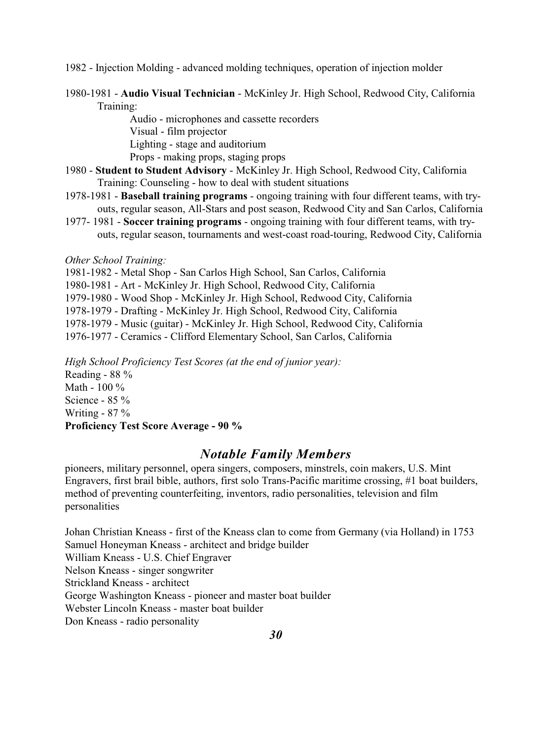1982 - Injection Molding - advanced molding techniques, operation of injection molder

1980-1981 - **Audio Visual Technician** - McKinley Jr. High School, Redwood City, California
Training:
Audio - microphones and cassette recorders
Visual - film projector
Lighting - stage and auditorium
Props - making props, staging props

1980 - **Student to Student Advisory** - McKinley Jr. High School, Redwood City, California
Training: Counseling - how to deal with student situations

1978-1981 - **Baseball training programs** - ongoing training with four different teams, with try-outs, regular season, All-Stars and post season, Redwood City and San Carlos, California

1977- 1981 - **Soccer training programs** - ongoing training with four different teams, with try-outs, regular season, tournaments and west-coast road-touring, Redwood City, California

*Other School Training:*

1981-1982 - Metal Shop - San Carlos High School, San Carlos, California
1980-1981 - Art - McKinley Jr. High School, Redwood City, California
1979-1980 - Wood Shop - McKinley Jr. High School, Redwood City, California
1978-1979 - Drafting - McKinley Jr. High School, Redwood City, California
1978-1979 - Music (guitar) - McKinley Jr. High School, Redwood City, California
1976-1977 - Ceramics - Clifford Elementary School, San Carlos, California

*High School Proficiency Test Scores (at the end of junior year):*

Reading - 88 %
Math - 100 %
Science - 85 %
Writing - 87 %
**Proficiency Test Score Average - 90 %**

## *Notable Family Members*

pioneers, military personnel, opera singers, composers, minstrels, coin makers, U.S. Mint Engravers, first brail bible, authors, first solo Trans-Pacific maritime crossing, #1 boat builders, method of preventing counterfeiting, inventors, radio personalities, television and film personalities

Johan Christian Kneass - first of the Kneass clan to come from Germany (via Holland) in 1753
Samuel Honeyman Kneass - architect and bridge builder
William Kneass - U.S. Chief Engraver
Nelson Kneass - singer songwriter
Strickland Kneass - architect
George Washington Kneass - pioneer and master boat builder
Webster Lincoln Kneass - master boat builder
Don Kneass - radio personality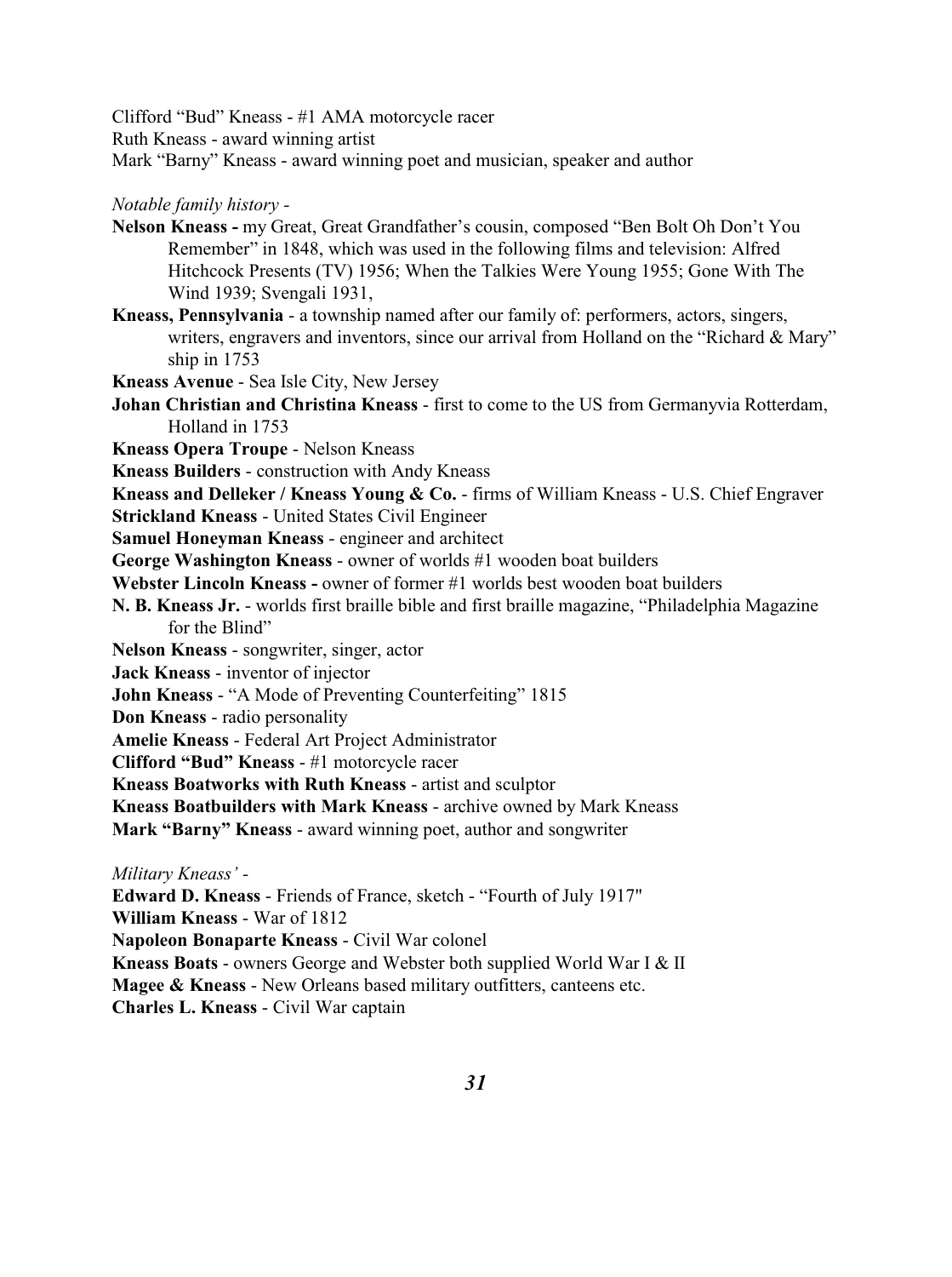Clifford "Bud" Kneass - #1 AMA motorcycle racer
Ruth Kneass - award winning artist
Mark "Barny" Kneass - award winning poet and musician, speaker and author

*Notable family history -*

**Nelson Kneass -** my Great, Great Grandfather's cousin, composed "Ben Bolt Oh Don't You Remember" in 1848, which was used in the following films and television: Alfred Hitchcock Presents (TV) 1956; When the Talkies Were Young 1955; Gone With The Wind 1939; Svengali 1931,

**Kneass, Pennsylvania** - a township named after our family of: performers, actors, singers, writers, engravers and inventors, since our arrival from Holland on the "Richard & Mary" ship in 1753

**Kneass Avenue** - Sea Isle City, New Jersey

**Johan Christian and Christina Kneass** - first to come to the US from Germanyvia Rotterdam, Holland in 1753

**Kneass Opera Troupe** - Nelson Kneass

**Kneass Builders** - construction with Andy Kneass

**Kneass and Delleker / Kneass Young & Co.** - firms of William Kneass - U.S. Chief Engraver

**Strickland Kneass** - United States Civil Engineer

**Samuel Honeyman Kneass** - engineer and architect

**George Washington Kneass** - owner of worlds #1 wooden boat builders

**Webster Lincoln Kneass -** owner of former #1 worlds best wooden boat builders

**N. B. Kneass Jr.** - worlds first braille bible and first braille magazine, "Philadelphia Magazine for the Blind"

**Nelson Kneass** - songwriter, singer, actor

**Jack Kneass** - inventor of injector

**John Kneass** - "A Mode of Preventing Counterfeiting" 1815

**Don Kneass** - radio personality

**Amelie Kneass** - Federal Art Project Administrator

**Clifford "Bud" Kneass** - #1 motorcycle racer

**Kneass Boatworks with Ruth Kneass** - artist and sculptor

**Kneass Boatbuilders with Mark Kneass** - archive owned by Mark Kneass

**Mark "Barny" Kneass** - award winning poet, author and songwriter

*Military Kneass' -*

**Edward D. Kneass** - Friends of France, sketch - "Fourth of July 1917"

**William Kneass** - War of 1812

**Napoleon Bonaparte Kneass** - Civil War colonel

**Kneass Boats** - owners George and Webster both supplied World War I & II

**Magee & Kneass** - New Orleans based military outfitters, canteens etc.

**Charles L. Kneass** - Civil War captain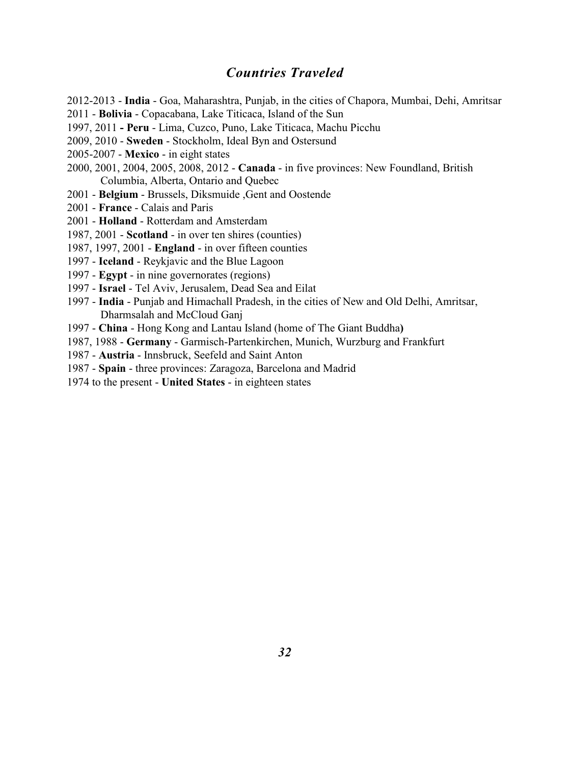## *Countries Traveled*

2012-2013 - **India** - Goa, Maharashtra, Punjab, in the cities of Chapora, Mumbai, Dehi, Amritsar
2011 - **Bolivia** - Copacabana, Lake Titicaca, Island of the Sun
1997, 2011 **- Peru** - Lima, Cuzco, Puno, Lake Titicaca, Machu Picchu
2009, 2010 - **Sweden** - Stockholm, Ideal Byn and Ostersund
2005-2007 - **Mexico** - in eight states
2000, 2001, 2004, 2005, 2008, 2012 - **Canada** - in five provinces: New Foundland, British Columbia, Alberta, Ontario and Quebec
2001 - **Belgium** - Brussels, Diksmuide ,Gent and Oostende
2001 - **France** - Calais and Paris
2001 - **Holland** - Rotterdam and Amsterdam
1987, 2001 - **Scotland** - in over ten shires (counties)
1987, 1997, 2001 - **England** - in over fifteen counties
1997 - **Iceland** - Reykjavic and the Blue Lagoon
1997 - **Egypt** - in nine governorates (regions)
1997 - **Israel** - Tel Aviv, Jerusalem, Dead Sea and Eilat
1997 - **India** - Punjab and Himachall Pradesh, in the cities of New and Old Delhi, Amritsar, Dharmsalah and McCloud Ganj
1997 - **China** - Hong Kong and Lantau Island (home of The Giant Buddha**)**
1987, 1988 - **Germany** - Garmisch-Partenkirchen, Munich, Wurzburg and Frankfurt
1987 - **Austria** - Innsbruck, Seefeld and Saint Anton
1987 - **Spain** - three provinces: Zaragoza, Barcelona and Madrid
1974 to the present - **United States** - in eighteen states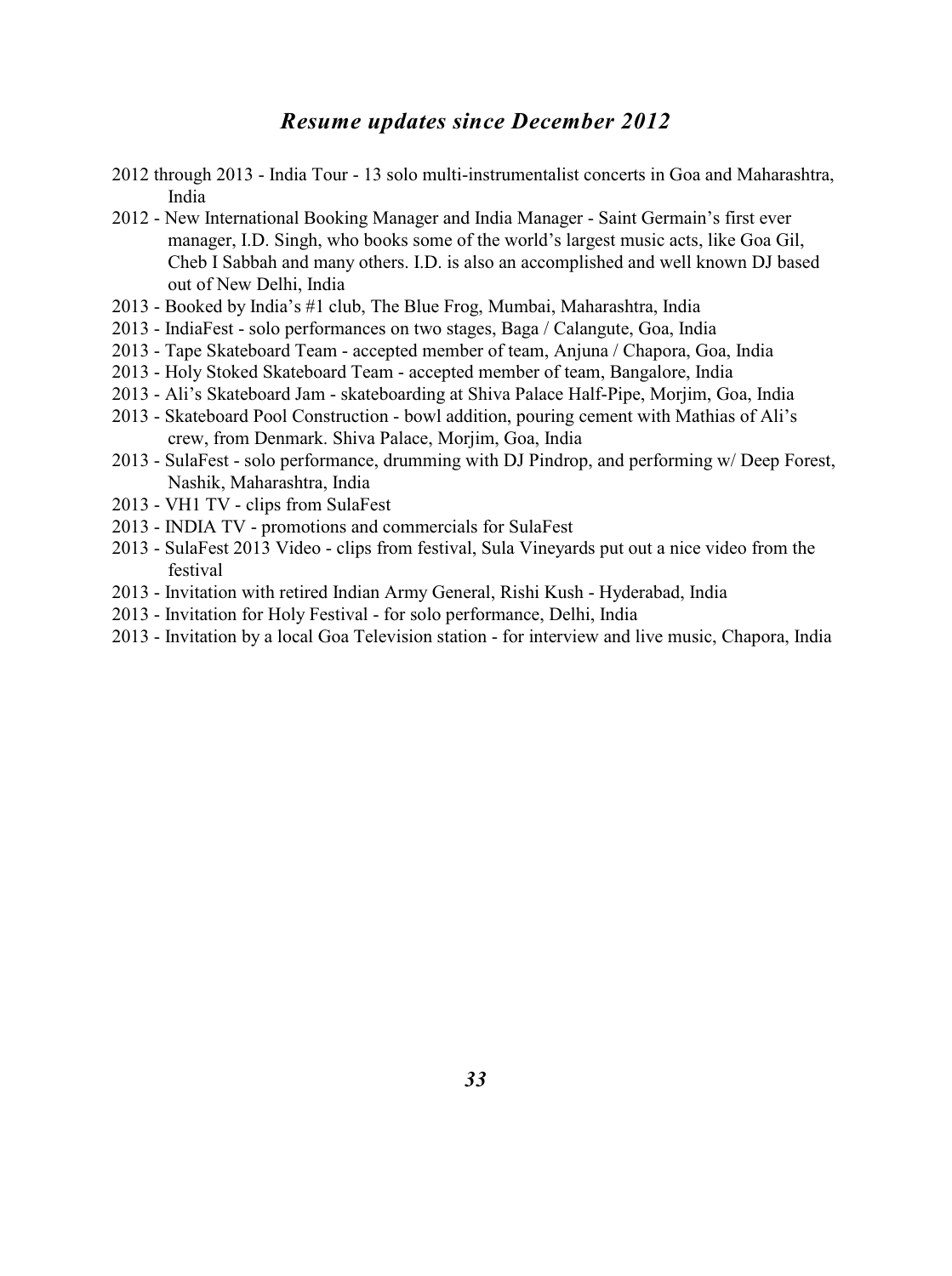## *Resume updates since December 2012*

- 2012 through 2013 - India Tour - 13 solo multi-instrumentalist concerts in Goa and Maharashtra, India
- 2012 - New International Booking Manager and India Manager - Saint Germain's first ever manager, I.D. Singh, who books some of the world's largest music acts, like Goa Gil, Cheb I Sabbah and many others. I.D. is also an accomplished and well known DJ based out of New Delhi, India
- 2013 - Booked by India's #1 club, The Blue Frog, Mumbai, Maharashtra, India
- 2013 - IndiaFest - solo performances on two stages, Baga / Calangute, Goa, India
- 2013 - Tape Skateboard Team - accepted member of team, Anjuna / Chapora, Goa, India
- 2013 - Holy Stoked Skateboard Team - accepted member of team, Bangalore, India
- 2013 - Ali's Skateboard Jam - skateboarding at Shiva Palace Half-Pipe, Morjim, Goa, India
- 2013 - Skateboard Pool Construction - bowl addition, pouring cement with Mathias of Ali's crew, from Denmark. Shiva Palace, Morjim, Goa, India
- 2013 - SulaFest - solo performance, drumming with DJ Pindrop, and performing w/ Deep Forest, Nashik, Maharashtra, India
- 2013 - VH1 TV - clips from SulaFest
- 2013 - INDIA TV - promotions and commercials for SulaFest
- 2013 - SulaFest 2013 Video - clips from festival, Sula Vineyards put out a nice video from the festival
- 2013 - Invitation with retired Indian Army General, Rishi Kush - Hyderabad, India
- 2013 - Invitation for Holy Festival - for solo performance, Delhi, India
- 2013 - Invitation by a local Goa Television station - for interview and live music, Chapora, India